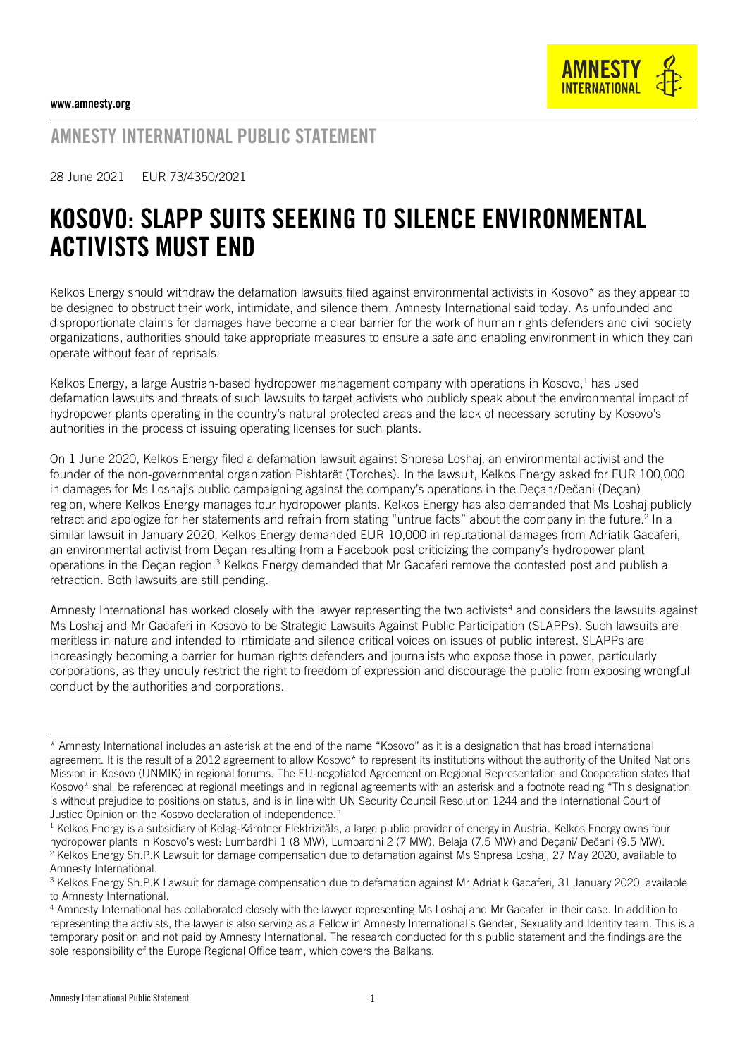www.amnesty.org

## AMNESTY INTERNATIONAL PUBLIC STATEMENT

28 June 2021 EUR 73/4350/2021

# KOSOVO: SLAPP SUITS SEEKING TO SILENCE ENVIRONMENTAL ACTIVISTS MUST END

Kelkos Energy should withdraw the defamation lawsuits filed against environmental activists in Kosovo* as they appear to be designed to obstruct their work, intimidate, and silence them, Amnesty International said today. As unfounded and disproportionate claims for damages have become a clear barrier for the work of human rights defenders and civil society organizations, authorities should take appropriate measures to ensure a safe and enabling environment in which they can operate without fear of reprisals.

Kelkos Energy, a large Austrian-based hydropower management company with operations in Kosovo,[1] has used defamation lawsuits and threats of such lawsuits to target activists who publicly speak about the environmental impact of hydropower plants operating in the country's natural protected areas and the lack of necessary scrutiny by Kosovo's authorities in the process of issuing operating licenses for such plants.

On 1 June 2020, Kelkos Energy filed a defamation lawsuit against Shpresa Loshaj, an environmental activist and the founder of the non-governmental organization Pishtarët (Torches). In the lawsuit, Kelkos Energy asked for EUR 100,000 in damages for Ms Loshaj's public campaigning against the company's operations in the Deçan/Dečani (Deçan) region, where Kelkos Energy manages four hydropower plants. Kelkos Energy has also demanded that Ms Loshaj publicly retract and apologize for her statements and refrain from stating "untrue facts" about the company in the future.[2] In a similar lawsuit in January 2020, Kelkos Energy demanded EUR 10,000 in reputational damages from Adriatik Gacaferi, an environmental activist from Deçan resulting from a Facebook post criticizing the company's hydropower plant operations in the Deçan region.[3] Kelkos Energy demanded that Mr Gacaferi remove the contested post and publish a retraction. Both lawsuits are still pending.

Amnesty International has worked closely with the lawyer representing the two activists[4] and considers the lawsuits against Ms Loshaj and Mr Gacaferi in Kosovo to be Strategic Lawsuits Against Public Participation (SLAPPs). Such lawsuits are meritless in nature and intended to intimidate and silence critical voices on issues of public interest. SLAPPs are increasingly becoming a barrier for human rights defenders and journalists who expose those in power, particularly corporations, as they unduly restrict the right to freedom of expression and discourage the public from exposing wrongful conduct by the authorities and corporations.

---

* Amnesty International includes an asterisk at the end of the name "Kosovo" as it is a designation that has broad international agreement. It is the result of a 2012 agreement to allow Kosovo* to represent its institutions without the authority of the United Nations Mission in Kosovo (UNMIK) in regional forums. The EU-negotiated Agreement on Regional Representation and Cooperation states that Kosovo* shall be referenced at regional meetings and in regional agreements with an asterisk and a footnote reading "This designation is without prejudice to positions on status, and is in line with UN Security Council Resolution 1244 and the International Court of Justice Opinion on the Kosovo declaration of independence."

[1] Kelkos Energy is a subsidiary of Kelag-Kärntner Elektrizitäts, a large public provider of energy in Austria. Kelkos Energy owns four hydropower plants in Kosovo's west: Lumbardhi 1 (8 MW), Lumbardhi 2 (7 MW), Belaja (7.5 MW) and Deçani/ Dečani (9.5 MW).

[2] Kelkos Energy Sh.P.K Lawsuit for damage compensation due to defamation against Ms Shpresa Loshaj, 27 May 2020, available to Amnesty International.

[3] Kelkos Energy Sh.P.K Lawsuit for damage compensation due to defamation against Mr Adriatik Gacaferi, 31 January 2020, available to Amnesty International.

[4] Amnesty International has collaborated closely with the lawyer representing Ms Loshaj and Mr Gacaferi in their case. In addition to representing the activists, the lawyer is also serving as a Fellow in Amnesty International's Gender, Sexuality and Identity team. This is a temporary position and not paid by Amnesty International. The research conducted for this public statement and the findings are the sole responsibility of the Europe Regional Office team, which covers the Balkans.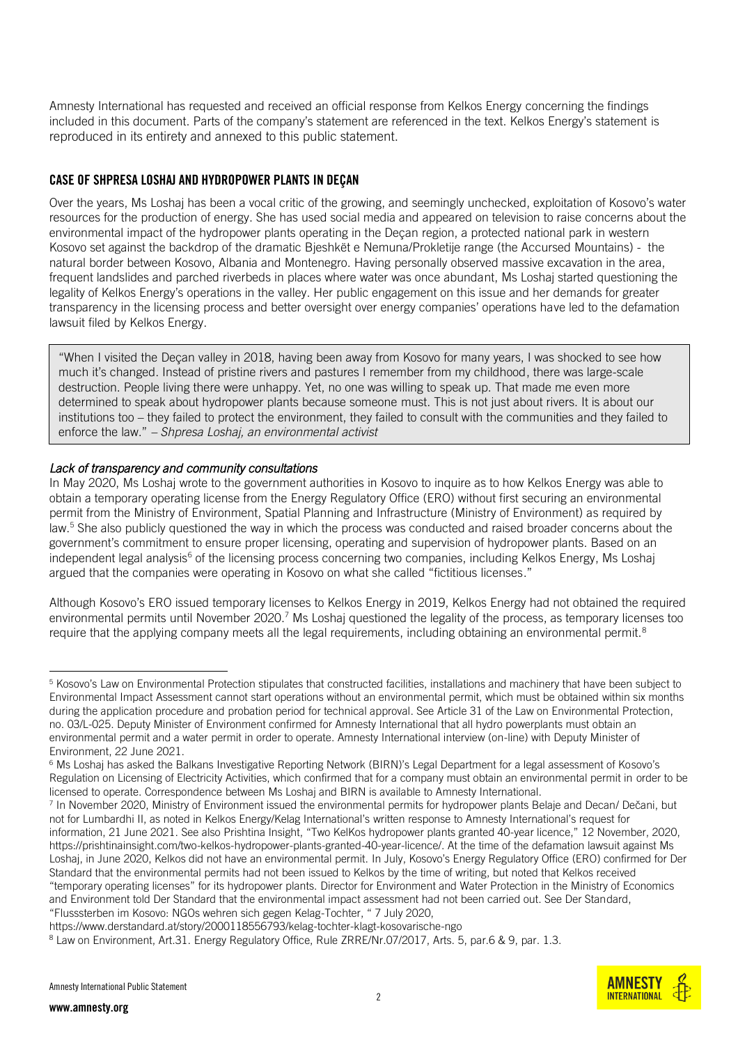Amnesty International has requested and received an official response from Kelkos Energy concerning the findings included in this document. Parts of the company's statement are referenced in the text. Kelkos Energy's statement is reproduced in its entirety and annexed to this public statement.

## CASE OF SHPRESA LOSHAJ AND HYDROPOWER PLANTS IN DEÇAN

Over the years, Ms Loshaj has been a vocal critic of the growing, and seemingly unchecked, exploitation of Kosovo's water resources for the production of energy. She has used social media and appeared on television to raise concerns about the environmental impact of the hydropower plants operating in the Deçan region, a protected national park in western Kosovo set against the backdrop of the dramatic Bjeshkët e Nemuna/Prokletije range (the Accursed Mountains) - the natural border between Kosovo, Albania and Montenegro. Having personally observed massive excavation in the area, frequent landslides and parched riverbeds in places where water was once abundant, Ms Loshaj started questioning the legality of Kelkos Energy's operations in the valley. Her public engagement on this issue and her demands for greater transparency in the licensing process and better oversight over energy companies' operations have led to the defamation lawsuit filed by Kelkos Energy.

> "When I visited the Deçan valley in 2018, having been away from Kosovo for many years, I was shocked to see how much it's changed. Instead of pristine rivers and pastures I remember from my childhood, there was large-scale destruction. People living there were unhappy. Yet, no one was willing to speak up. That made me even more determined to speak about hydropower plants because someone must. This is not just about rivers. It is about our institutions too – they failed to protect the environment, they failed to consult with the communities and they failed to enforce the law." – *Shpresa Loshaj, an environmental activist*

### *Lack of transparency and community consultations*

In May 2020, Ms Loshaj wrote to the government authorities in Kosovo to inquire as to how Kelkos Energy was able to obtain a temporary operating license from the Energy Regulatory Office (ERO) without first securing an environmental permit from the Ministry of Environment, Spatial Planning and Infrastructure (Ministry of Environment) as required by law.[5] She also publicly questioned the way in which the process was conducted and raised broader concerns about the government's commitment to ensure proper licensing, operating and supervision of hydropower plants. Based on an independent legal analysis[6] of the licensing process concerning two companies, including Kelkos Energy, Ms Loshaj argued that the companies were operating in Kosovo on what she called "fictitious licenses."

Although Kosovo's ERO issued temporary licenses to Kelkos Energy in 2019, Kelkos Energy had not obtained the required environmental permits until November 2020.[7] Ms Loshaj questioned the legality of the process, as temporary licenses too require that the applying company meets all the legal requirements, including obtaining an environmental permit.[8]

---

[5] Kosovo's Law on Environmental Protection stipulates that constructed facilities, installations and machinery that have been subject to Environmental Impact Assessment cannot start operations without an environmental permit, which must be obtained within six months during the application procedure and probation period for technical approval. See Article 31 of the Law on Environmental Protection, no. 03/L-025. Deputy Minister of Environment confirmed for Amnesty International that all hydro powerplants must obtain an environmental permit and a water permit in order to operate. Amnesty International interview (on-line) with Deputy Minister of Environment, 22 June 2021.

[6] Ms Loshaj has asked the Balkans Investigative Reporting Network (BIRN)'s Legal Department for a legal assessment of Kosovo's Regulation on Licensing of Electricity Activities, which confirmed that for a company must obtain an environmental permit in order to be licensed to operate. Correspondence between Ms Loshaj and BIRN is available to Amnesty International.

[7] In November 2020, Ministry of Environment issued the environmental permits for hydropower plants Belaje and Decan/ Dečani, but not for Lumbardhi II, as noted in Kelkos Energy/Kelag International's written response to Amnesty International's request for information, 21 June 2021. See also Prishtina Insight, "Two KelKos hydropower plants granted 40-year licence," 12 November, 2020, https://prishtinainsight.com/two-kelkos-hydropower-plants-granted-40-year-licence/. At the time of the defamation lawsuit against Ms Loshaj, in June 2020, Kelkos did not have an environmental permit. In July, Kosovo's Energy Regulatory Office (ERO) confirmed for Der Standard that the environmental permits had not been issued to Kelkos by the time of writing, but noted that Kelkos received "temporary operating licenses" for its hydropower plants. Director for Environment and Water Protection in the Ministry of Economics and Environment told Der Standard that the environmental impact assessment had not been carried out. See Der Standard, "Flusssterben im Kosovo: NGOs wehren sich gegen Kelag-Tochter, " 7 July 2020, https://www.derstandard.at/story/2000118556793/kelag-tochter-klagt-kosovarische-ngo

[8] Law on Environment, Art.31. Energy Regulatory Office, Rule ZRRE/Nr.07/2017, Arts. 5, par.6 & 9, par. 1.3.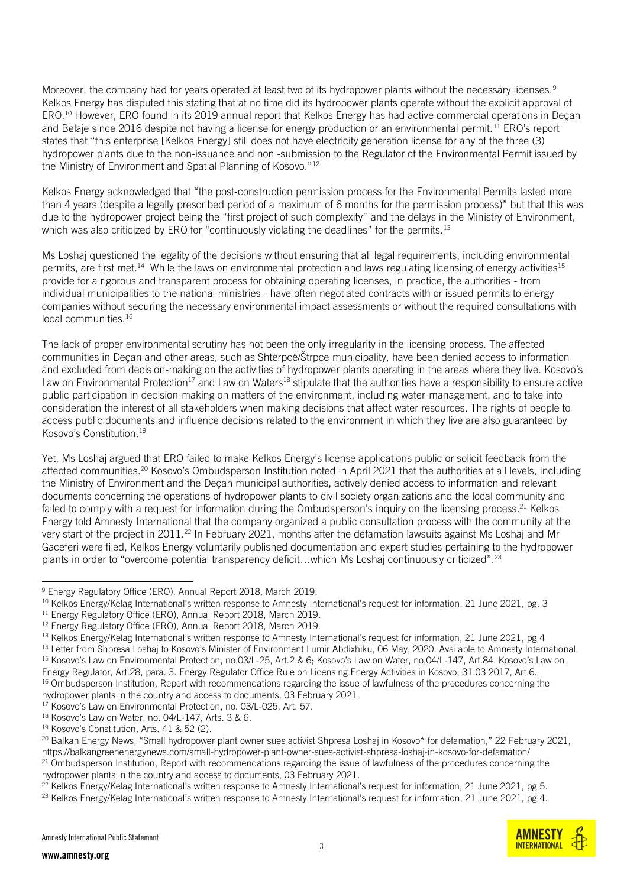Moreover, the company had for years operated at least two of its hydropower plants without the necessary licenses.[9] Kelkos Energy has disputed this stating that at no time did its hydropower plants operate without the explicit approval of ERO.[10] However, ERO found in its 2019 annual report that Kelkos Energy has had active commercial operations in Deçan and Belaje since 2016 despite not having a license for energy production or an environmental permit.[11] ERO's report states that "this enterprise [Kelkos Energy] still does not have electricity generation license for any of the three (3) hydropower plants due to the non-issuance and non -submission to the Regulator of the Environmental Permit issued by the Ministry of Environment and Spatial Planning of Kosovo."[12]

Kelkos Energy acknowledged that "the post-construction permission process for the Environmental Permits lasted more than 4 years (despite a legally prescribed period of a maximum of 6 months for the permission process)" but that this was due to the hydropower project being the "first project of such complexity" and the delays in the Ministry of Environment, which was also criticized by ERO for "continuously violating the deadlines" for the permits.[13]

Ms Loshaj questioned the legality of the decisions without ensuring that all legal requirements, including environmental permits, are first met.[14] While the laws on environmental protection and laws regulating licensing of energy activities[15] provide for a rigorous and transparent process for obtaining operating licenses, in practice, the authorities - from individual municipalities to the national ministries - have often negotiated contracts with or issued permits to energy companies without securing the necessary environmental impact assessments or without the required consultations with local communities.[16]

The lack of proper environmental scrutiny has not been the only irregularity in the licensing process. The affected communities in Deçan and other areas, such as Shtërpcë/Štrpce municipality, have been denied access to information and excluded from decision-making on the activities of hydropower plants operating in the areas where they live. Kosovo's Law on Environmental Protection[17] and Law on Waters[18] stipulate that the authorities have a responsibility to ensure active public participation in decision-making on matters of the environment, including water-management, and to take into consideration the interest of all stakeholders when making decisions that affect water resources. The rights of people to access public documents and influence decisions related to the environment in which they live are also guaranteed by Kosovo's Constitution.[19]

Yet, Ms Loshaj argued that ERO failed to make Kelkos Energy's license applications public or solicit feedback from the affected communities.[20] Kosovo's Ombudsperson Institution noted in April 2021 that the authorities at all levels, including the Ministry of Environment and the Deçan municipal authorities, actively denied access to information and relevant documents concerning the operations of hydropower plants to civil society organizations and the local community and failed to comply with a request for information during the Ombudsperson's inquiry on the licensing process.[21] Kelkos Energy told Amnesty International that the company organized a public consultation process with the community at the very start of the project in 2011.[22] In February 2021, months after the defamation lawsuits against Ms Loshaj and Mr Gaceferi were filed, Kelkos Energy voluntarily published documentation and expert studies pertaining to the hydropower plants in order to "overcome potential transparency deficit…which Ms Loshaj continuously criticized".[23]

---

[9] Energy Regulatory Office (ERO), Annual Report 2018, March 2019.
[10] Kelkos Energy/Kelag International's written response to Amnesty International's request for information, 21 June 2021, pg. 3
[11] Energy Regulatory Office (ERO), Annual Report 2018, March 2019.
[12] Energy Regulatory Office (ERO), Annual Report 2018, March 2019.
[13] Kelkos Energy/Kelag International's written response to Amnesty International's request for information, 21 June 2021, pg 4
[14] Letter from Shpresa Loshaj to Kosovo's Minister of Environment Lumir Abdixhiku, 06 May, 2020. Available to Amnesty International.
[15] Kosovo's Law on Environmental Protection, no.03/L-25, Art.2 & 6; Kosovo's Law on Water, no.04/L-147, Art.84. Kosovo's Law on Energy Regulator, Art.28, para. 3. Energy Regulator Office Rule on Licensing Energy Activities in Kosovo, 31.03.2017, Art.6.
[16] Ombudsperson Institution, Report with recommendations regarding the issue of lawfulness of the procedures concerning the hydropower plants in the country and access to documents, 03 February 2021.
[17] Kosovo's Law on Environmental Protection, no. 03/L-025, Art. 57.
[18] Kosovo's Law on Water, no. 04/L-147, Arts. 3 & 6.
[19] Kosovo's Constitution, Arts. 41 & 52 (2).
[20] Balkan Energy News, "Small hydropower plant owner sues activist Shpresa Loshaj in Kosovo* for defamation," 22 February 2021, https://balkangreenenergynews.com/small-hydropower-plant-owner-sues-activist-shpresa-loshaj-in-kosovo-for-defamation/
[21] Ombudsperson Institution, Report with recommendations regarding the issue of lawfulness of the procedures concerning the hydropower plants in the country and access to documents, 03 February 2021.
[22] Kelkos Energy/Kelag International's written response to Amnesty International's request for information, 21 June 2021, pg 5.
[23] Kelkos Energy/Kelag International's written response to Amnesty International's request for information, 21 June 2021, pg 4.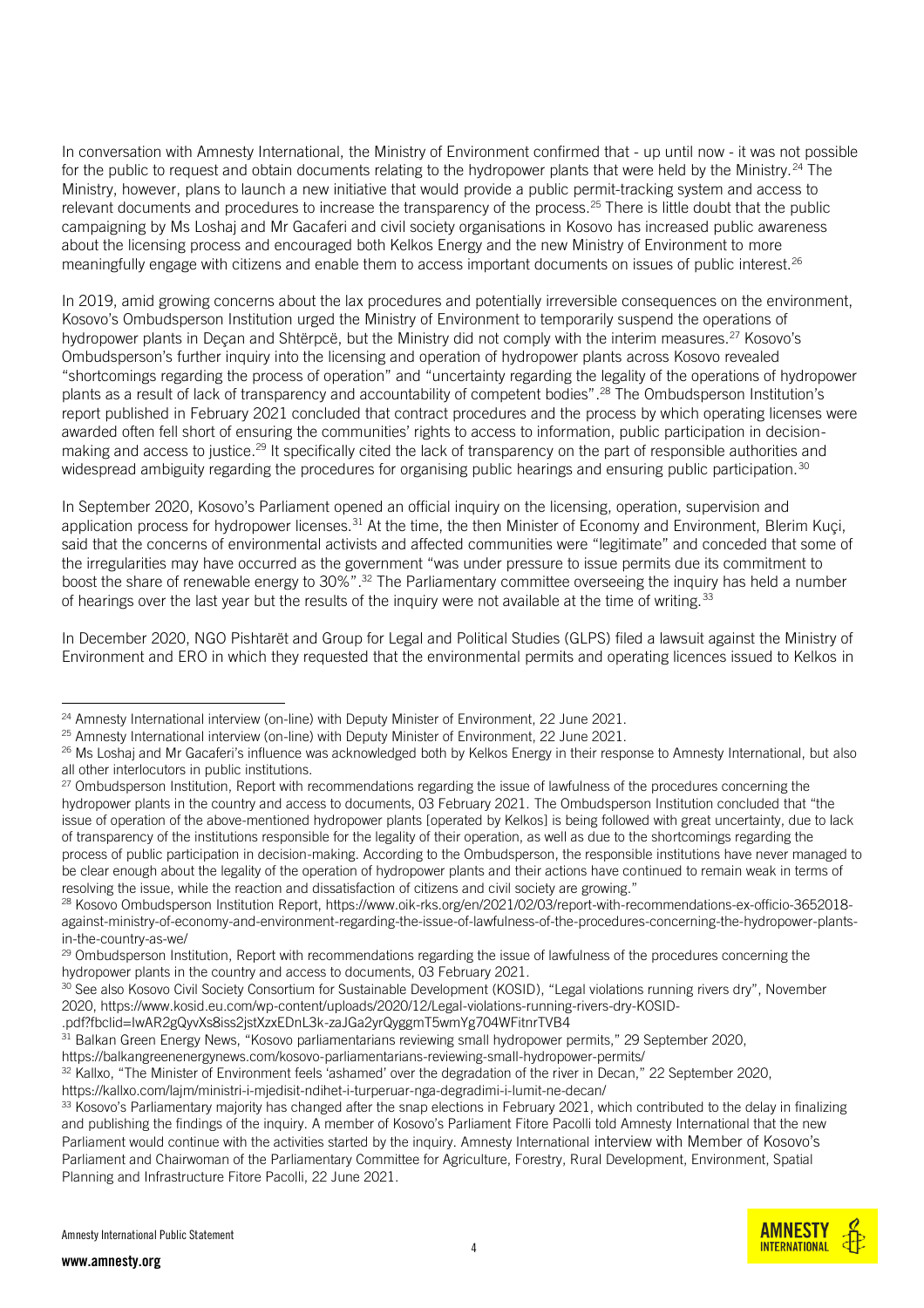In conversation with Amnesty International, the Ministry of Environment confirmed that - up until now - it was not possible for the public to request and obtain documents relating to the hydropower plants that were held by the Ministry.[24] The Ministry, however, plans to launch a new initiative that would provide a public permit-tracking system and access to relevant documents and procedures to increase the transparency of the process.[25] There is little doubt that the public campaigning by Ms Loshaj and Mr Gacaferi and civil society organisations in Kosovo has increased public awareness about the licensing process and encouraged both Kelkos Energy and the new Ministry of Environment to more meaningfully engage with citizens and enable them to access important documents on issues of public interest.[26]

In 2019, amid growing concerns about the lax procedures and potentially irreversible consequences on the environment, Kosovo's Ombudsperson Institution urged the Ministry of Environment to temporarily suspend the operations of hydropower plants in Deçan and Shtërpcë, but the Ministry did not comply with the interim measures.[27] Kosovo's Ombudsperson's further inquiry into the licensing and operation of hydropower plants across Kosovo revealed "shortcomings regarding the process of operation" and "uncertainty regarding the legality of the operations of hydropower plants as a result of lack of transparency and accountability of competent bodies".[28] The Ombudsperson Institution's report published in February 2021 concluded that contract procedures and the process by which operating licenses were awarded often fell short of ensuring the communities' rights to access to information, public participation in decision-making and access to justice.[29] It specifically cited the lack of transparency on the part of responsible authorities and widespread ambiguity regarding the procedures for organising public hearings and ensuring public participation.[30]

In September 2020, Kosovo's Parliament opened an official inquiry on the licensing, operation, supervision and application process for hydropower licenses.[31] At the time, the then Minister of Economy and Environment, Blerim Kuçi, said that the concerns of environmental activists and affected communities were "legitimate" and conceded that some of the irregularities may have occurred as the government "was under pressure to issue permits due its commitment to boost the share of renewable energy to 30%".[32] The Parliamentary committee overseeing the inquiry has held a number of hearings over the last year but the results of the inquiry were not available at the time of writing.[33]

In December 2020, NGO Pishtarët and Group for Legal and Political Studies (GLPS) filed a lawsuit against the Ministry of Environment and ERO in which they requested that the environmental permits and operating licences issued to Kelkos in

---

[24] Amnesty International interview (on-line) with Deputy Minister of Environment, 22 June 2021.

[25] Amnesty International interview (on-line) with Deputy Minister of Environment, 22 June 2021.

[26] Ms Loshaj and Mr Gacaferi's influence was acknowledged both by Kelkos Energy in their response to Amnesty International, but also all other interlocutors in public institutions.

[27] Ombudsperson Institution, Report with recommendations regarding the issue of lawfulness of the procedures concerning the hydropower plants in the country and access to documents, 03 February 2021. The Ombudsperson Institution concluded that "the issue of operation of the above-mentioned hydropower plants [operated by Kelkos] is being followed with great uncertainty, due to lack of transparency of the institutions responsible for the legality of their operation, as well as due to the shortcomings regarding the process of public participation in decision-making. According to the Ombudsperson, the responsible institutions have never managed to be clear enough about the legality of the operation of hydropower plants and their actions have continued to remain weak in terms of resolving the issue, while the reaction and dissatisfaction of citizens and civil society are growing."

[28] Kosovo Ombudsperson Institution Report, https://www.oik-rks.org/en/2021/02/03/report-with-recommendations-ex-officio-3652018-against-ministry-of-economy-and-environment-regarding-the-issue-of-lawfulness-of-the-procedures-concerning-the-hydropower-plants-in-the-country-as-we/

[29] Ombudsperson Institution, Report with recommendations regarding the issue of lawfulness of the procedures concerning the hydropower plants in the country and access to documents, 03 February 2021.

[30] See also Kosovo Civil Society Consortium for Sustainable Development (KOSID), "Legal violations running rivers dry", November 2020, https://www.kosid.eu.com/wp-content/uploads/2020/12/Legal-violations-running-rivers-dry-KOSID-.pdf?fbclid=IwAR2gQyvXs8iss2jstXzxEDnL3k-zaJGa2yrQyggmT5wmYg704WFitnrTVB4

[31] Balkan Green Energy News, "Kosovo parliamentarians reviewing small hydropower permits," 29 September 2020, https://balkangreenenergynews.com/kosovo-parliamentarians-reviewing-small-hydropower-permits/

[32] Kallxo, "The Minister of Environment feels 'ashamed' over the degradation of the river in Decan," 22 September 2020, https://kallxo.com/lajm/ministri-i-mjedisit-ndihet-i-turperuar-nga-degradimi-i-lumit-ne-decan/

[33] Kosovo's Parliamentary majority has changed after the snap elections in February 2021, which contributed to the delay in finalizing and publishing the findings of the inquiry. A member of Kosovo's Parliament Fitore Pacolli told Amnesty International that the new Parliament would continue with the activities started by the inquiry. Amnesty International interview with Member of Kosovo's Parliament and Chairwoman of the Parliamentary Committee for Agriculture, Forestry, Rural Development, Environment, Spatial Planning and Infrastructure Fitore Pacolli, 22 June 2021.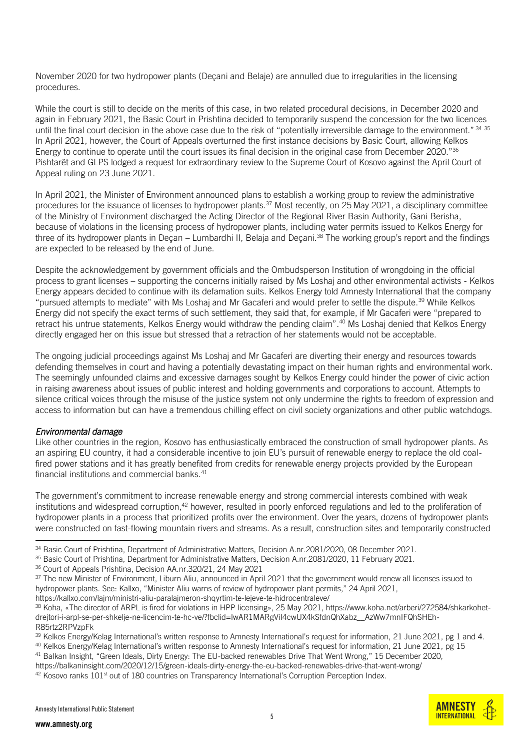November 2020 for two hydropower plants (Deçani and Belaje) are annulled due to irregularities in the licensing procedures.

While the court is still to decide on the merits of this case, in two related procedural decisions, in December 2020 and again in February 2021, the Basic Court in Prishtina decided to temporarily suspend the concession for the two licences until the final court decision in the above case due to the risk of "potentially irreversible damage to the environment." [34] [35] In April 2021, however, the Court of Appeals overturned the first instance decisions by Basic Court, allowing Kelkos Energy to continue to operate until the court issues its final decision in the original case from December 2020."[36] Pishtarët and GLPS lodged a request for extraordinary review to the Supreme Court of Kosovo against the April Court of Appeal ruling on 23 June 2021.

In April 2021, the Minister of Environment announced plans to establish a working group to review the administrative procedures for the issuance of licenses to hydropower plants.[37] Most recently, on 25 May 2021, a disciplinary committee of the Ministry of Environment discharged the Acting Director of the Regional River Basin Authority, Gani Berisha, because of violations in the licensing process of hydropower plants, including water permits issued to Kelkos Energy for three of its hydropower plants in Deçan – Lumbardhi II, Belaja and Deçani.[38] The working group's report and the findings are expected to be released by the end of June.

Despite the acknowledgement by government officials and the Ombudsperson Institution of wrongdoing in the official process to grant licenses – supporting the concerns initially raised by Ms Loshaj and other environmental activists - Kelkos Energy appears decided to continue with its defamation suits. Kelkos Energy told Amnesty International that the company "pursued attempts to mediate" with Ms Loshaj and Mr Gacaferi and would prefer to settle the dispute.[39] While Kelkos Energy did not specify the exact terms of such settlement, they said that, for example, if Mr Gacaferi were "prepared to retract his untrue statements, Kelkos Energy would withdraw the pending claim".[40] Ms Loshaj denied that Kelkos Energy directly engaged her on this issue but stressed that a retraction of her statements would not be acceptable.

The ongoing judicial proceedings against Ms Loshaj and Mr Gacaferi are diverting their energy and resources towards defending themselves in court and having a potentially devastating impact on their human rights and environmental work. The seemingly unfounded claims and excessive damages sought by Kelkos Energy could hinder the power of civic action in raising awareness about issues of public interest and holding governments and corporations to account. Attempts to silence critical voices through the misuse of the justice system not only undermine the rights to freedom of expression and access to information but can have a tremendous chilling effect on civil society organizations and other public watchdogs.

### *Environmental damage*

Like other countries in the region, Kosovo has enthusiastically embraced the construction of small hydropower plants. As an aspiring EU country, it had a considerable incentive to join EU's pursuit of renewable energy to replace the old coal-fired power stations and it has greatly benefited from credits for renewable energy projects provided by the European financial institutions and commercial banks.[41]

The government's commitment to increase renewable energy and strong commercial interests combined with weak institutions and widespread corruption,[42] however, resulted in poorly enforced regulations and led to the proliferation of hydropower plants in a process that prioritized profits over the environment. Over the years, dozens of hydropower plants were constructed on fast-flowing mountain rivers and streams. As a result, construction sites and temporarily constructed

---

[34] Basic Court of Prishtina, Department of Administrative Matters, Decision A.nr.2081/2020, 08 December 2021.

[35] Basic Court of Prishtina, Department for Administrative Matters, Decision A.nr.2081/2020, 11 February 2021.

[36] Court of Appeals Prishtina, Decision AA.nr.320/21, 24 May 2021

[37] The new Minister of Environment, Liburn Aliu, announced in April 2021 that the government would renew all licenses issued to hydropower plants. See: Kallxo, "Minister Aliu warns of review of hydropower plant permits," 24 April 2021, https://kallxo.com/lajm/ministri-aliu-paralajmeron-shqyrtim-te-lejeve-te-hidrocentraleve/

[38] Koha, «The director of ARPL is fired for violations in HPP licensing», 25 May 2021, https://www.koha.net/arberi/272584/shkarkohet-drejtori-i-arpl-se-per-shkelje-ne-licencim-te-hc-ve/?fbclid=IwAR1MARgViI4cwUX4kSfdnQhXabz__AzWw7mnIFQhSHEh-R85rtz2RPVzpFk

[39] Kelkos Energy/Kelag International's written response to Amnesty International's request for information, 21 June 2021, pg 1 and 4.

[40] Kelkos Energy/Kelag International's written response to Amnesty International's request for information, 21 June 2021, pg 15

[41] Balkan Insight, "Green Ideals, Dirty Energy: The EU-backed renewables Drive That Went Wrong," 15 December 2020, https://balkaninsight.com/2020/12/15/green-ideals-dirty-energy-the-eu-backed-renewables-drive-that-went-wrong/

[42] Kosovo ranks 101st out of 180 countries on Transparency International's Corruption Perception Index.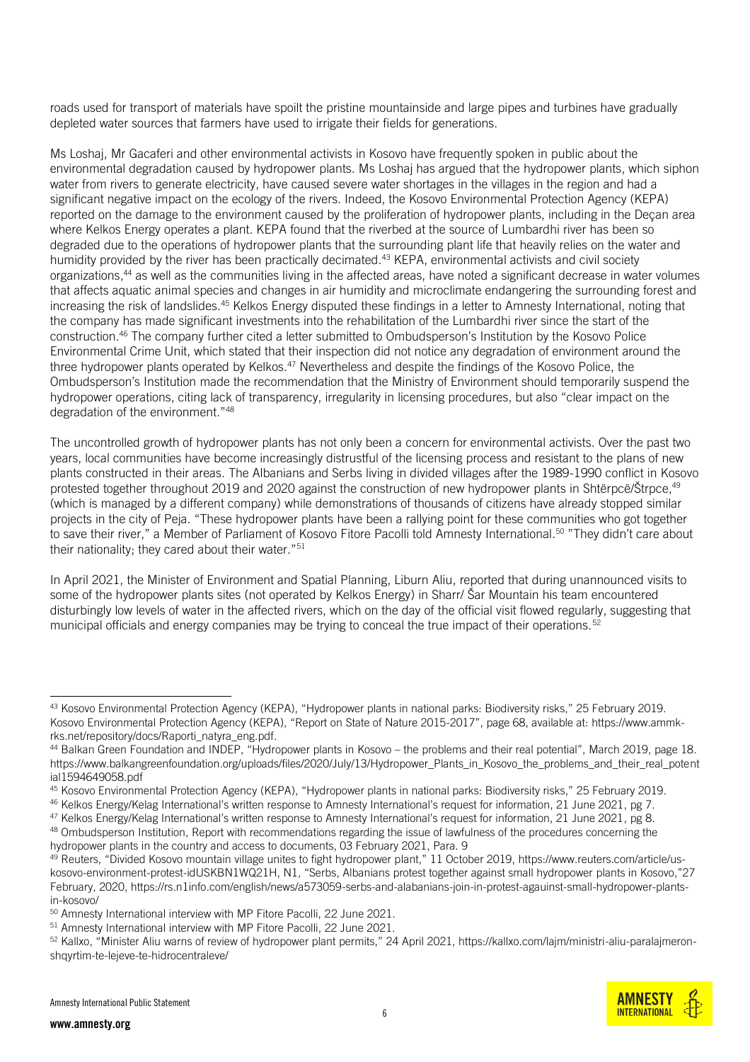roads used for transport of materials have spoilt the pristine mountainside and large pipes and turbines have gradually depleted water sources that farmers have used to irrigate their fields for generations.

Ms Loshaj, Mr Gacaferi and other environmental activists in Kosovo have frequently spoken in public about the environmental degradation caused by hydropower plants. Ms Loshaj has argued that the hydropower plants, which siphon water from rivers to generate electricity, have caused severe water shortages in the villages in the region and had a significant negative impact on the ecology of the rivers. Indeed, the Kosovo Environmental Protection Agency (KEPA) reported on the damage to the environment caused by the proliferation of hydropower plants, including in the Deçan area where Kelkos Energy operates a plant. KEPA found that the riverbed at the source of Lumbardhi river has been so degraded due to the operations of hydropower plants that the surrounding plant life that heavily relies on the water and humidity provided by the river has been practically decimated.[43] KEPA, environmental activists and civil society organizations,[44] as well as the communities living in the affected areas, have noted a significant decrease in water volumes that affects aquatic animal species and changes in air humidity and microclimate endangering the surrounding forest and increasing the risk of landslides.[45] Kelkos Energy disputed these findings in a letter to Amnesty International, noting that the company has made significant investments into the rehabilitation of the Lumbardhi river since the start of the construction.[46] The company further cited a letter submitted to Ombudsperson's Institution by the Kosovo Police Environmental Crime Unit, which stated that their inspection did not notice any degradation of environment around the three hydropower plants operated by Kelkos.[47] Nevertheless and despite the findings of the Kosovo Police, the Ombudsperson's Institution made the recommendation that the Ministry of Environment should temporarily suspend the hydropower operations, citing lack of transparency, irregularity in licensing procedures, but also "clear impact on the degradation of the environment."[48]

The uncontrolled growth of hydropower plants has not only been a concern for environmental activists. Over the past two years, local communities have become increasingly distrustful of the licensing process and resistant to the plans of new plants constructed in their areas. The Albanians and Serbs living in divided villages after the 1989-1990 conflict in Kosovo protested together throughout 2019 and 2020 against the construction of new hydropower plants in Shtërpcë/Štrpce,[49] (which is managed by a different company) while demonstrations of thousands of citizens have already stopped similar projects in the city of Peja. "These hydropower plants have been a rallying point for these communities who got together to save their river," a Member of Parliament of Kosovo Fitore Pacolli told Amnesty International.[50] "They didn't care about their nationality; they cared about their water."[51]

In April 2021, the Minister of Environment and Spatial Planning, Liburn Aliu, reported that during unannounced visits to some of the hydropower plants sites (not operated by Kelkos Energy) in Sharr/ Šar Mountain his team encountered disturbingly low levels of water in the affected rivers, which on the day of the official visit flowed regularly, suggesting that municipal officials and energy companies may be trying to conceal the true impact of their operations.[52]

---

[43] Kosovo Environmental Protection Agency (KEPA), "Hydropower plants in national parks: Biodiversity risks," 25 February 2019. Kosovo Environmental Protection Agency (KEPA), "Report on State of Nature 2015-2017", page 68, available at: https://www.ammk-rks.net/repository/docs/Raporti_natyra_eng.pdf.

[44] Balkan Green Foundation and INDEP, "Hydropower plants in Kosovo – the problems and their real potential", March 2019, page 18. https://www.balkangreenfoundation.org/uploads/files/2020/July/13/Hydropower_Plants_in_Kosovo_the_problems_and_their_real_potential1594649058.pdf

[45] Kosovo Environmental Protection Agency (KEPA), "Hydropower plants in national parks: Biodiversity risks," 25 February 2019.

[46] Kelkos Energy/Kelag International's written response to Amnesty International's request for information, 21 June 2021, pg 7.

[47] Kelkos Energy/Kelag International's written response to Amnesty International's request for information, 21 June 2021, pg 8.

[48] Ombudsperson Institution, Report with recommendations regarding the issue of lawfulness of the procedures concerning the hydropower plants in the country and access to documents, 03 February 2021, Para. 9

[49] Reuters, "Divided Kosovo mountain village unites to fight hydropower plant," 11 October 2019, https://www.reuters.com/article/us-kosovo-environment-protest-idUSKBN1WQ21H, N1, "Serbs, Albanians protest together against small hydropower plants in Kosovo,"27 February, 2020, https://rs.n1info.com/english/news/a573059-serbs-and-alabanians-join-in-protest-agauinst-small-hydropower-plants-in-kosovo/

[50] Amnesty International interview with MP Fitore Pacolli, 22 June 2021.

[51] Amnesty International interview with MP Fitore Pacolli, 22 June 2021.

[52] Kallxo, "Minister Aliu warns of review of hydropower plant permits," 24 April 2021, https://kallxo.com/lajm/ministri-aliu-paralajmeron-shqyrtim-te-lejeve-te-hidrocentraleve/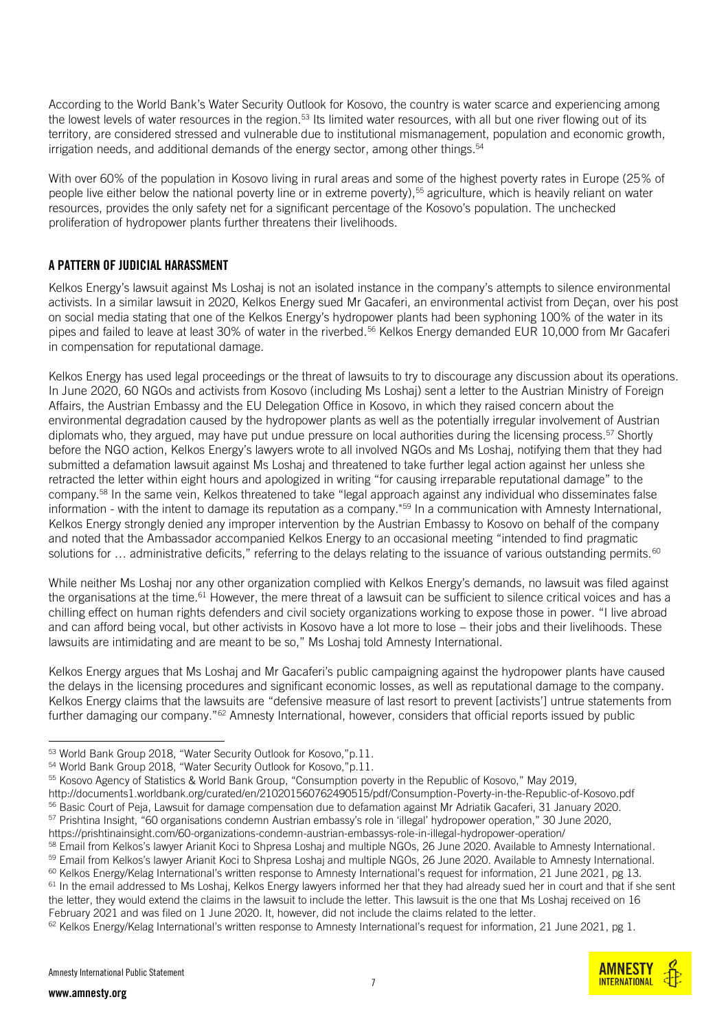According to the World Bank's Water Security Outlook for Kosovo, the country is water scarce and experiencing among the lowest levels of water resources in the region.[53] Its limited water resources, with all but one river flowing out of its territory, are considered stressed and vulnerable due to institutional mismanagement, population and economic growth, irrigation needs, and additional demands of the energy sector, among other things.[54]

With over 60% of the population in Kosovo living in rural areas and some of the highest poverty rates in Europe (25% of people live either below the national poverty line or in extreme poverty),[55] agriculture, which is heavily reliant on water resources, provides the only safety net for a significant percentage of the Kosovo's population. The unchecked proliferation of hydropower plants further threatens their livelihoods.

## A PATTERN OF JUDICIAL HARASSMENT

Kelkos Energy's lawsuit against Ms Loshaj is not an isolated instance in the company's attempts to silence environmental activists. In a similar lawsuit in 2020, Kelkos Energy sued Mr Gacaferi, an environmental activist from Deçan, over his post on social media stating that one of the Kelkos Energy's hydropower plants had been syphoning 100% of the water in its pipes and failed to leave at least 30% of water in the riverbed.[56] Kelkos Energy demanded EUR 10,000 from Mr Gacaferi in compensation for reputational damage.

Kelkos Energy has used legal proceedings or the threat of lawsuits to try to discourage any discussion about its operations. In June 2020, 60 NGOs and activists from Kosovo (including Ms Loshaj) sent a letter to the Austrian Ministry of Foreign Affairs, the Austrian Embassy and the EU Delegation Office in Kosovo, in which they raised concern about the environmental degradation caused by the hydropower plants as well as the potentially irregular involvement of Austrian diplomats who, they argued, may have put undue pressure on local authorities during the licensing process.[57] Shortly before the NGO action, Kelkos Energy's lawyers wrote to all involved NGOs and Ms Loshaj, notifying them that they had submitted a defamation lawsuit against Ms Loshaj and threatened to take further legal action against her unless she retracted the letter within eight hours and apologized in writing "for causing irreparable reputational damage" to the company.[58] In the same vein, Kelkos threatened to take "legal approach against any individual who disseminates false information - with the intent to damage its reputation as a company."[59] In a communication with Amnesty International, Kelkos Energy strongly denied any improper intervention by the Austrian Embassy to Kosovo on behalf of the company and noted that the Ambassador accompanied Kelkos Energy to an occasional meeting "intended to find pragmatic solutions for … administrative deficits," referring to the delays relating to the issuance of various outstanding permits.[60]

While neither Ms Loshaj nor any other organization complied with Kelkos Energy's demands, no lawsuit was filed against the organisations at the time.[61] However, the mere threat of a lawsuit can be sufficient to silence critical voices and has a chilling effect on human rights defenders and civil society organizations working to expose those in power. "I live abroad and can afford being vocal, but other activists in Kosovo have a lot more to lose – their jobs and their livelihoods. These lawsuits are intimidating and are meant to be so," Ms Loshaj told Amnesty International.

Kelkos Energy argues that Ms Loshaj and Mr Gacaferi's public campaigning against the hydropower plants have caused the delays in the licensing procedures and significant economic losses, as well as reputational damage to the company. Kelkos Energy claims that the lawsuits are "defensive measure of last resort to prevent [activists'] untrue statements from further damaging our company."[62] Amnesty International, however, considers that official reports issued by public

---

[53] World Bank Group 2018, "Water Security Outlook for Kosovo,"p.11.

[54] World Bank Group 2018, "Water Security Outlook for Kosovo,"p.11.

[55] Kosovo Agency of Statistics & World Bank Group, "Consumption poverty in the Republic of Kosovo," May 2019, http://documents1.worldbank.org/curated/en/210201560762490515/pdf/Consumption-Poverty-in-the-Republic-of-Kosovo.pdf

[56] Basic Court of Peja, Lawsuit for damage compensation due to defamation against Mr Adriatik Gacaferi, 31 January 2020.

[57] Prishtina Insight, "60 organisations condemn Austrian embassy's role in 'illegal' hydropower operation," 30 June 2020, https://prishtinainsight.com/60-organizations-condemn-austrian-embassys-role-in-illegal-hydropower-operation/

[58] Email from Kelkos's lawyer Arianit Koci to Shpresa Loshaj and multiple NGOs, 26 June 2020. Available to Amnesty International.

[59] Email from Kelkos's lawyer Arianit Koci to Shpresa Loshaj and multiple NGOs, 26 June 2020. Available to Amnesty International.

[60] Kelkos Energy/Kelag International's written response to Amnesty International's request for information, 21 June 2021, pg 13.

[61] In the email addressed to Ms Loshaj, Kelkos Energy lawyers informed her that they had already sued her in court and that if she sent the letter, they would extend the claims in the lawsuit to include the letter. This lawsuit is the one that Ms Loshaj received on 16 February 2021 and was filed on 1 June 2020. It, however, did not include the claims related to the letter.

[62] Kelkos Energy/Kelag International's written response to Amnesty International's request for information, 21 June 2021, pg 1.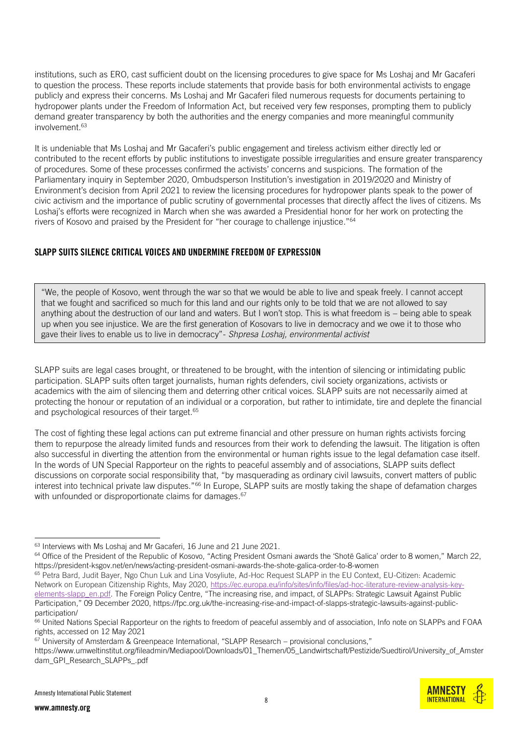institutions, such as ERO, cast sufficient doubt on the licensing procedures to give space for Ms Loshaj and Mr Gacaferi to question the process. These reports include statements that provide basis for both environmental activists to engage publicly and express their concerns. Ms Loshaj and Mr Gacaferi filed numerous requests for documents pertaining to hydropower plants under the Freedom of Information Act, but received very few responses, prompting them to publicly demand greater transparency by both the authorities and the energy companies and more meaningful community involvement.[63]

It is undeniable that Ms Loshaj and Mr Gacaferi's public engagement and tireless activism either directly led or contributed to the recent efforts by public institutions to investigate possible irregularities and ensure greater transparency of procedures. Some of these processes confirmed the activists' concerns and suspicions. The formation of the Parliamentary inquiry in September 2020, Ombudsperson Institution's investigation in 2019/2020 and Ministry of Environment's decision from April 2021 to review the licensing procedures for hydropower plants speak to the power of civic activism and the importance of public scrutiny of governmental processes that directly affect the lives of citizens. Ms Loshaj's efforts were recognized in March when she was awarded a Presidential honor for her work on protecting the rivers of Kosovo and praised by the President for "her courage to challenge injustice."[64]

## SLAPP SUITS SILENCE CRITICAL VOICES AND UNDERMINE FREEDOM OF EXPRESSION

> "We, the people of Kosovo, went through the war so that we would be able to live and speak freely. I cannot accept that we fought and sacrificed so much for this land and our rights only to be told that we are not allowed to say anything about the destruction of our land and waters. But I won't stop. This is what freedom is – being able to speak up when you see injustice. We are the first generation of Kosovars to live in democracy and we owe it to those who gave their lives to enable us to live in democracy"- *Shpresa Loshaj, environmental activist*

SLAPP suits are legal cases brought, or threatened to be brought, with the intention of silencing or intimidating public participation. SLAPP suits often target journalists, human rights defenders, civil society organizations, activists or academics with the aim of silencing them and deterring other critical voices. SLAPP suits are not necessarily aimed at protecting the honour or reputation of an individual or a corporation, but rather to intimidate, tire and deplete the financial and psychological resources of their target.[65]

The cost of fighting these legal actions can put extreme financial and other pressure on human rights activists forcing them to repurpose the already limited funds and resources from their work to defending the lawsuit. The litigation is often also successful in diverting the attention from the environmental or human rights issue to the legal defamation case itself. In the words of UN Special Rapporteur on the rights to peaceful assembly and of associations, SLAPP suits deflect discussions on corporate social responsibility that, "by masquerading as ordinary civil lawsuits, convert matters of public interest into technical private law disputes."[66] In Europe, SLAPP suits are mostly taking the shape of defamation charges with unfounded or disproportionate claims for damages.[67]

---

[63] Interviews with Ms Loshaj and Mr Gacaferi, 16 June and 21 June 2021.

[64] Office of the President of the Republic of Kosovo, "Acting President Osmani awards the 'Shotë Galica' order to 8 women," March 22, https://president-ksgov.net/en/news/acting-president-osmani-awards-the-shote-galica-order-to-8-women

[65] Petra Bard, Judit Bayer, Ngo Chun Luk and Lina Vosyliute, Ad-Hoc Request SLAPP in the EU Context, EU-Citizen: Academic Network on European Citizenship Rights, May 2020, https://ec.europa.eu/info/sites/info/files/ad-hoc-literature-review-analysis-key-elements-slapp_en.pdf. The Foreign Policy Centre, "The increasing rise, and impact, of SLAPPs: Strategic Lawsuit Against Public Participation," 09 December 2020, https://fpc.org.uk/the-increasing-rise-and-impact-of-slapps-strategic-lawsuits-against-public-participation/

[66] United Nations Special Rapporteur on the rights to freedom of peaceful assembly and of association, Info note on SLAPPs and FOAA rights, accessed on 12 May 2021

[67] University of Amsterdam & Greenpeace International, "SLAPP Research – provisional conclusions," https://www.umweltinstitut.org/fileadmin/Mediapool/Downloads/01_Themen/05_Landwirtschaft/Pestizide/Suedtirol/University_of_Amsterdam_GPI_Research_SLAPPs_.pdf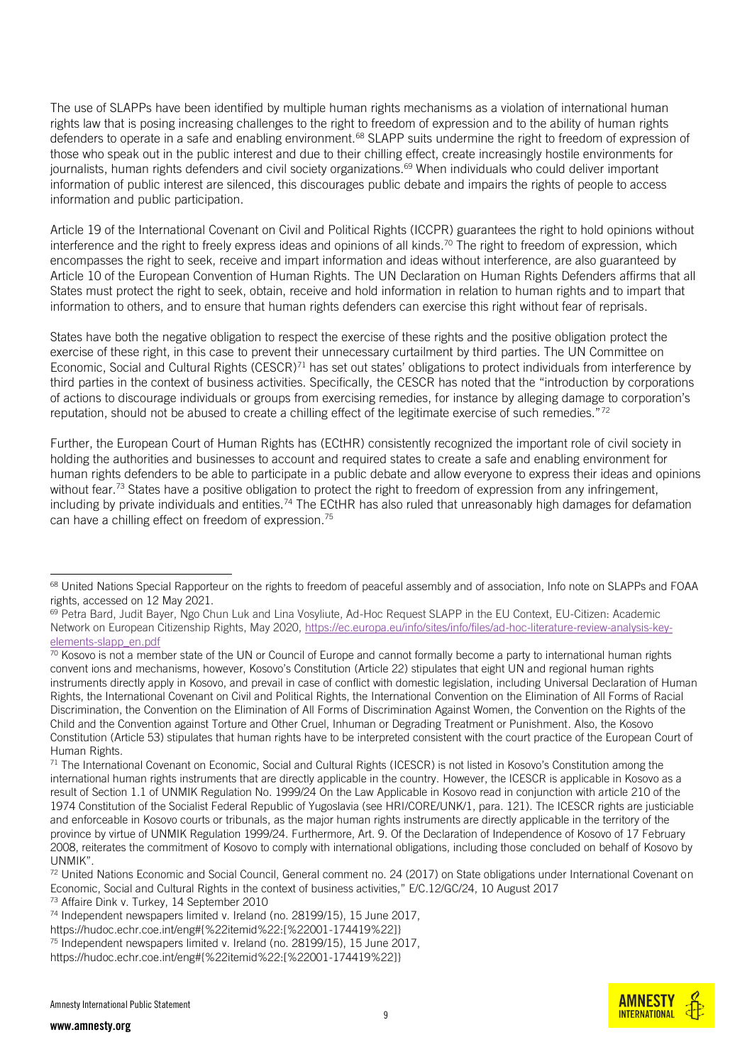The use of SLAPPs have been identified by multiple human rights mechanisms as a violation of international human rights law that is posing increasing challenges to the right to freedom of expression and to the ability of human rights defenders to operate in a safe and enabling environment.[68] SLAPP suits undermine the right to freedom of expression of those who speak out in the public interest and due to their chilling effect, create increasingly hostile environments for journalists, human rights defenders and civil society organizations.[69] When individuals who could deliver important information of public interest are silenced, this discourages public debate and impairs the rights of people to access information and public participation.

Article 19 of the International Covenant on Civil and Political Rights (ICCPR) guarantees the right to hold opinions without interference and the right to freely express ideas and opinions of all kinds.[70] The right to freedom of expression, which encompasses the right to seek, receive and impart information and ideas without interference, are also guaranteed by Article 10 of the European Convention of Human Rights. The UN Declaration on Human Rights Defenders affirms that all States must protect the right to seek, obtain, receive and hold information in relation to human rights and to impart that information to others, and to ensure that human rights defenders can exercise this right without fear of reprisals.

States have both the negative obligation to respect the exercise of these rights and the positive obligation protect the exercise of these right, in this case to prevent their unnecessary curtailment by third parties. The UN Committee on Economic, Social and Cultural Rights (CESCR)[71] has set out states' obligations to protect individuals from interference by third parties in the context of business activities. Specifically, the CESCR has noted that the "introduction by corporations of actions to discourage individuals or groups from exercising remedies, for instance by alleging damage to corporation's reputation, should not be abused to create a chilling effect of the legitimate exercise of such remedies."[72]

Further, the European Court of Human Rights has (ECtHR) consistently recognized the important role of civil society in holding the authorities and businesses to account and required states to create a safe and enabling environment for human rights defenders to be able to participate in a public debate and allow everyone to express their ideas and opinions without fear.[73] States have a positive obligation to protect the right to freedom of expression from any infringement, including by private individuals and entities.[74] The ECtHR has also ruled that unreasonably high damages for defamation can have a chilling effect on freedom of expression.[75]

---

[68] United Nations Special Rapporteur on the rights to freedom of peaceful assembly and of association, Info note on SLAPPs and FOAA rights, accessed on 12 May 2021.

[69] Petra Bard, Judit Bayer, Ngo Chun Luk and Lina Vosyliute, Ad-Hoc Request SLAPP in the EU Context, EU-Citizen: Academic Network on European Citizenship Rights, May 2020, [https://ec.europa.eu/info/sites/info/files/ad-hoc-literature-review-analysis-key-elements-slapp_en.pdf](https://ec.europa.eu/info/sites/info/files/ad-hoc-literature-review-analysis-key-elements-slapp_en.pdf)

[70] Kosovo is not a member state of the UN or Council of Europe and cannot formally become a party to international human rights convent ions and mechanisms, however, Kosovo's Constitution (Article 22) stipulates that eight UN and regional human rights instruments directly apply in Kosovo, and prevail in case of conflict with domestic legislation, including Universal Declaration of Human Rights, the International Covenant on Civil and Political Rights, the International Convention on the Elimination of All Forms of Racial Discrimination, the Convention on the Elimination of All Forms of Discrimination Against Women, the Convention on the Rights of the Child and the Convention against Torture and Other Cruel, Inhuman or Degrading Treatment or Punishment. Also, the Kosovo Constitution (Article 53) stipulates that human rights have to be interpreted consistent with the court practice of the European Court of Human Rights.

[71] The International Covenant on Economic, Social and Cultural Rights (ICESCR) is not listed in Kosovo's Constitution among the international human rights instruments that are directly applicable in the country. However, the ICESCR is applicable in Kosovo as a result of Section 1.1 of UNMIK Regulation No. 1999/24 On the Law Applicable in Kosovo read in conjunction with article 210 of the 1974 Constitution of the Socialist Federal Republic of Yugoslavia (see HRI/CORE/UNK/1, para. 121). The ICESCR rights are justiciable and enforceable in Kosovo courts or tribunals, as the major human rights instruments are directly applicable in the territory of the province by virtue of UNMIK Regulation 1999/24. Furthermore, Art. 9. Of the Declaration of Independence of Kosovo of 17 February 2008, reiterates the commitment of Kosovo to comply with international obligations, including those concluded on behalf of Kosovo by UNMIK".

[72] United Nations Economic and Social Council, General comment no. 24 (2017) on State obligations under International Covenant on Economic, Social and Cultural Rights in the context of business activities," E/C.12/GC/24, 10 August 2017

[73] Affaire Dink v. Turkey, 14 September 2010

[74] Independent newspapers limited v. Ireland (no. 28199/15), 15 June 2017, https://hudoc.echr.coe.int/eng#{%22itemid%22:[%22001-174419%22]}

[75] Independent newspapers limited v. Ireland (no. 28199/15), 15 June 2017, https://hudoc.echr.coe.int/eng#{%22itemid%22:[%22001-174419%22]}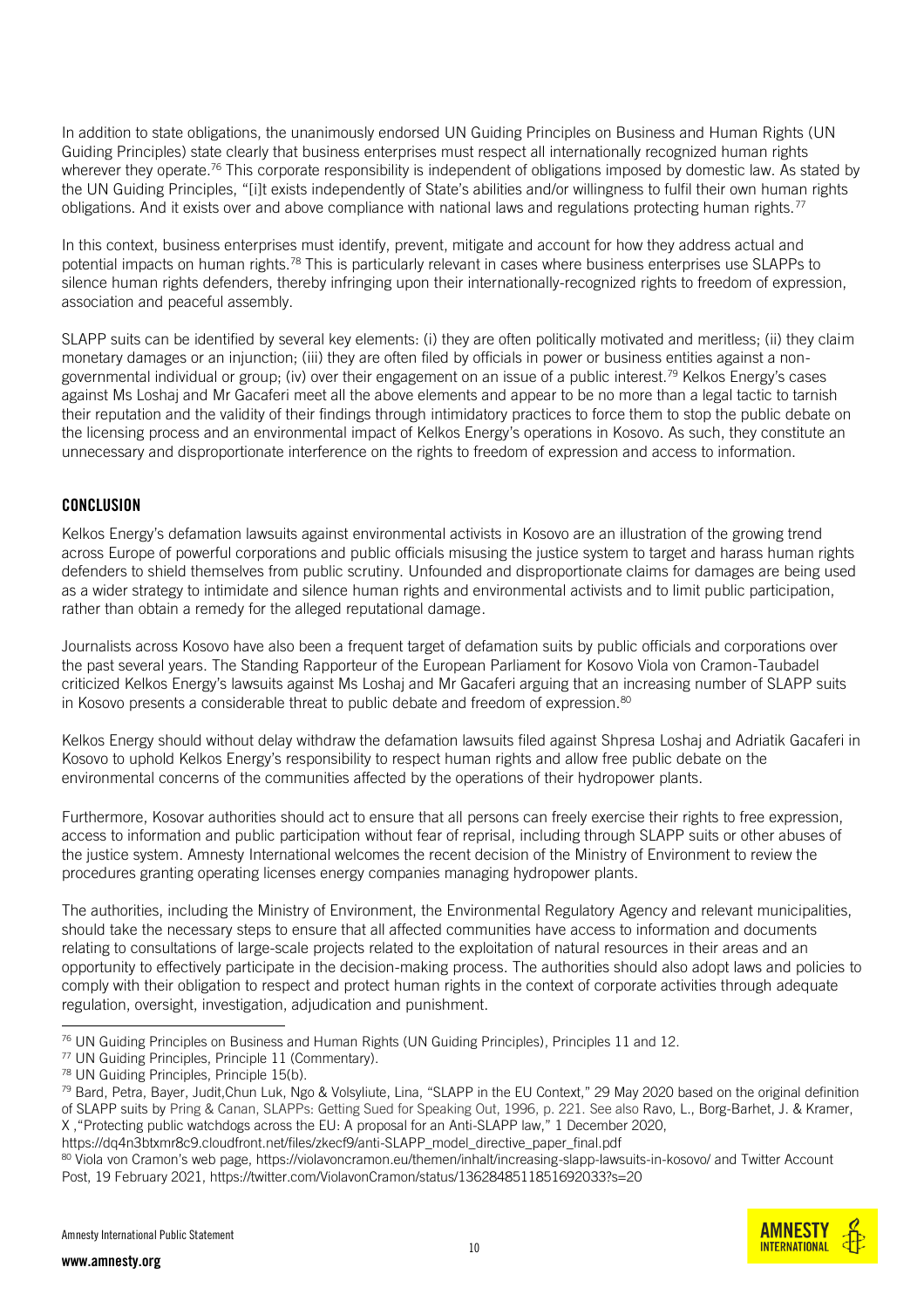In addition to state obligations, the unanimously endorsed UN Guiding Principles on Business and Human Rights (UN Guiding Principles) state clearly that business enterprises must respect all internationally recognized human rights wherever they operate.[76] This corporate responsibility is independent of obligations imposed by domestic law. As stated by the UN Guiding Principles, "[i]t exists independently of State's abilities and/or willingness to fulfil their own human rights obligations. And it exists over and above compliance with national laws and regulations protecting human rights.[77]

In this context, business enterprises must identify, prevent, mitigate and account for how they address actual and potential impacts on human rights.[78] This is particularly relevant in cases where business enterprises use SLAPPs to silence human rights defenders, thereby infringing upon their internationally-recognized rights to freedom of expression, association and peaceful assembly.

SLAPP suits can be identified by several key elements: (i) they are often politically motivated and meritless; (ii) they claim monetary damages or an injunction; (iii) they are often filed by officials in power or business entities against a non-governmental individual or group; (iv) over their engagement on an issue of a public interest.[79] Kelkos Energy's cases against Ms Loshaj and Mr Gacaferi meet all the above elements and appear to be no more than a legal tactic to tarnish their reputation and the validity of their findings through intimidatory practices to force them to stop the public debate on the licensing process and an environmental impact of Kelkos Energy's operations in Kosovo. As such, they constitute an unnecessary and disproportionate interference on the rights to freedom of expression and access to information.

## CONCLUSION

Kelkos Energy's defamation lawsuits against environmental activists in Kosovo are an illustration of the growing trend across Europe of powerful corporations and public officials misusing the justice system to target and harass human rights defenders to shield themselves from public scrutiny. Unfounded and disproportionate claims for damages are being used as a wider strategy to intimidate and silence human rights and environmental activists and to limit public participation, rather than obtain a remedy for the alleged reputational damage.

Journalists across Kosovo have also been a frequent target of defamation suits by public officials and corporations over the past several years. The Standing Rapporteur of the European Parliament for Kosovo Viola von Cramon-Taubadel criticized Kelkos Energy's lawsuits against Ms Loshaj and Mr Gacaferi arguing that an increasing number of SLAPP suits in Kosovo presents a considerable threat to public debate and freedom of expression.[80]

Kelkos Energy should without delay withdraw the defamation lawsuits filed against Shpresa Loshaj and Adriatik Gacaferi in Kosovo to uphold Kelkos Energy's responsibility to respect human rights and allow free public debate on the environmental concerns of the communities affected by the operations of their hydropower plants.

Furthermore, Kosovar authorities should act to ensure that all persons can freely exercise their rights to free expression, access to information and public participation without fear of reprisal, including through SLAPP suits or other abuses of the justice system. Amnesty International welcomes the recent decision of the Ministry of Environment to review the procedures granting operating licenses energy companies managing hydropower plants.

The authorities, including the Ministry of Environment, the Environmental Regulatory Agency and relevant municipalities, should take the necessary steps to ensure that all affected communities have access to information and documents relating to consultations of large-scale projects related to the exploitation of natural resources in their areas and an opportunity to effectively participate in the decision-making process. The authorities should also adopt laws and policies to comply with their obligation to respect and protect human rights in the context of corporate activities through adequate regulation, oversight, investigation, adjudication and punishment.

---

[76] UN Guiding Principles on Business and Human Rights (UN Guiding Principles), Principles 11 and 12.

[77] UN Guiding Principles, Principle 11 (Commentary).

[78] UN Guiding Principles, Principle 15(b).

[79] Bard, Petra, Bayer, Judit,Chun Luk, Ngo & Volsyliute, Lina, "SLAPP in the EU Context," 29 May 2020 based on the original definition of SLAPP suits by Pring & Canan, SLAPPs: Getting Sued for Speaking Out, 1996, p. 221. See also Ravo, L., Borg-Barhet, J. & Kramer, X ,"Protecting public watchdogs across the EU: A proposal for an Anti-SLAPP law," 1 December 2020, https://dq4n3btxmr8c9.cloudfront.net/files/zkecf9/anti-SLAPP_model_directive_paper_final.pdf

[80] Viola von Cramon's web page, https://violavoncramon.eu/themen/inhalt/increasing-slapp-lawsuits-in-kosovo/ and Twitter Account Post, 19 February 2021, https://twitter.com/ViolavonCramon/status/1362848511851692033?s=20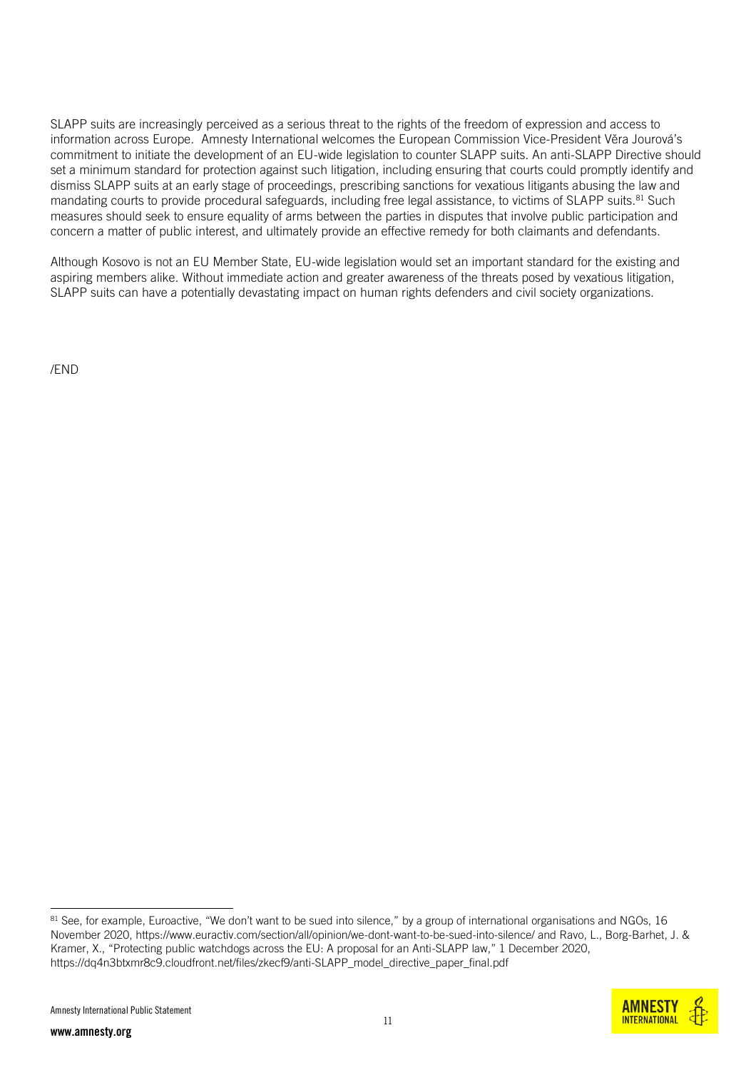SLAPP suits are increasingly perceived as a serious threat to the rights of the freedom of expression and access to information across Europe. Amnesty International welcomes the European Commission Vice-President Věra Jourová's commitment to initiate the development of an EU-wide legislation to counter SLAPP suits. An anti-SLAPP Directive should set a minimum standard for protection against such litigation, including ensuring that courts could promptly identify and dismiss SLAPP suits at an early stage of proceedings, prescribing sanctions for vexatious litigants abusing the law and mandating courts to provide procedural safeguards, including free legal assistance, to victims of SLAPP suits.[81] Such measures should seek to ensure equality of arms between the parties in disputes that involve public participation and concern a matter of public interest, and ultimately provide an effective remedy for both claimants and defendants.

Although Kosovo is not an EU Member State, EU-wide legislation would set an important standard for the existing and aspiring members alike. Without immediate action and greater awareness of the threats posed by vexatious litigation, SLAPP suits can have a potentially devastating impact on human rights defenders and civil society organizations.

/END

---

[81] See, for example, Euroactive, "We don't want to be sued into silence," by a group of international organisations and NGOs, 16 November 2020, https://www.euractiv.com/section/all/opinion/we-dont-want-to-be-sued-into-silence/ and Ravo, L., Borg-Barhet, J. & Kramer, X., "Protecting public watchdogs across the EU: A proposal for an Anti-SLAPP law," 1 December 2020, https://dq4n3btxmr8c9.cloudfront.net/files/zkecf9/anti-SLAPP_model_directive_paper_final.pdf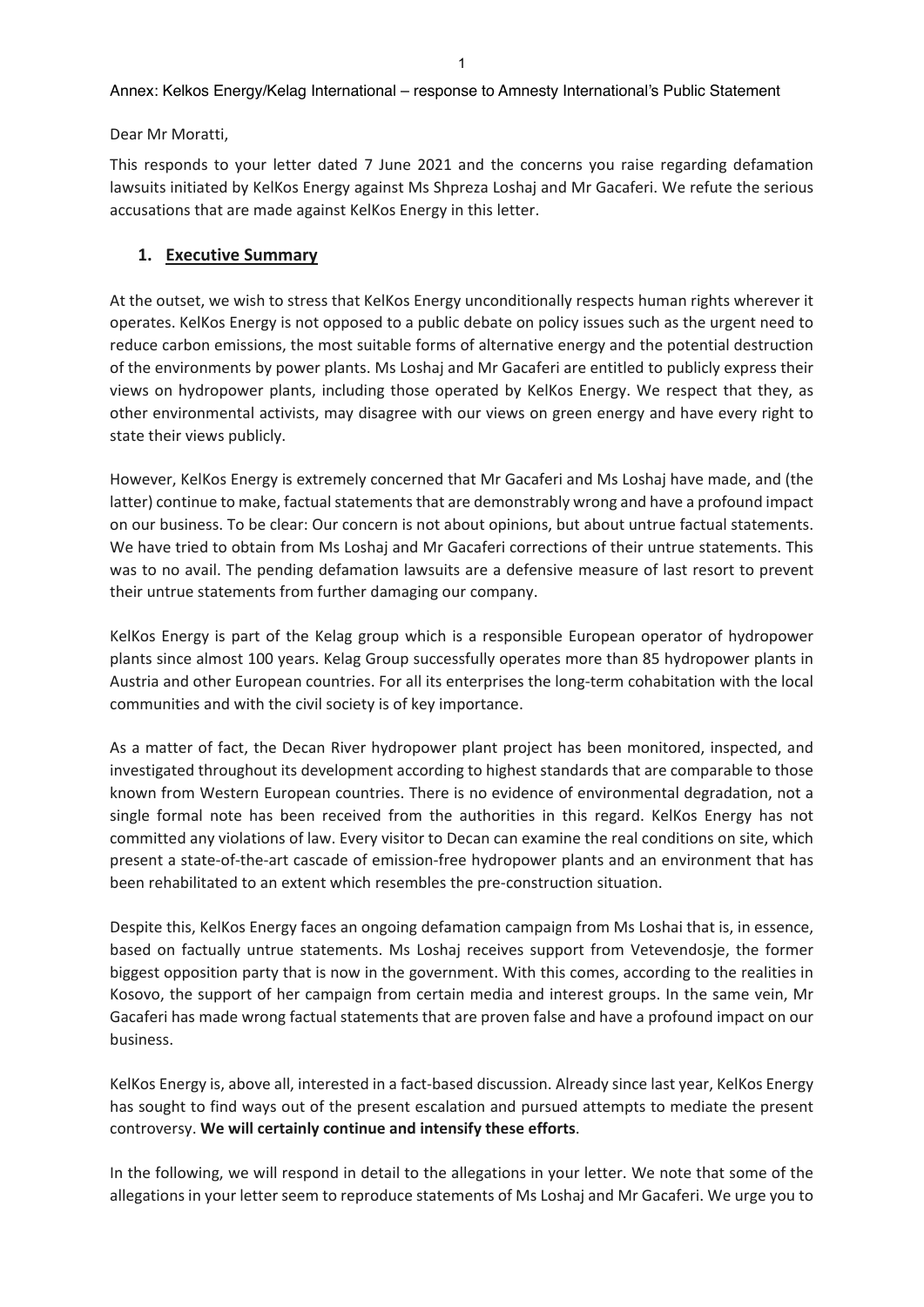Annex: Kelkos Energy/Kelag International – response to Amnesty International's Public Statement

Dear Mr Moratti,

This responds to your letter dated 7 June 2021 and the concerns you raise regarding defamation lawsuits initiated by KelKos Energy against Ms Shpreza Loshaj and Mr Gacaferi. We refute the serious accusations that are made against KelKos Energy in this letter.

## 1. Executive Summary

At the outset, we wish to stress that KelKos Energy unconditionally respects human rights wherever it operates. KelKos Energy is not opposed to a public debate on policy issues such as the urgent need to reduce carbon emissions, the most suitable forms of alternative energy and the potential destruction of the environments by power plants. Ms Loshaj and Mr Gacaferi are entitled to publicly express their views on hydropower plants, including those operated by KelKos Energy. We respect that they, as other environmental activists, may disagree with our views on green energy and have every right to state their views publicly.

However, KelKos Energy is extremely concerned that Mr Gacaferi and Ms Loshaj have made, and (the latter) continue to make, factual statements that are demonstrably wrong and have a profound impact on our business. To be clear: Our concern is not about opinions, but about untrue factual statements. We have tried to obtain from Ms Loshaj and Mr Gacaferi corrections of their untrue statements. This was to no avail. The pending defamation lawsuits are a defensive measure of last resort to prevent their untrue statements from further damaging our company.

KelKos Energy is part of the Kelag group which is a responsible European operator of hydropower plants since almost 100 years. Kelag Group successfully operates more than 85 hydropower plants in Austria and other European countries. For all its enterprises the long-term cohabitation with the local communities and with the civil society is of key importance.

As a matter of fact, the Decan River hydropower plant project has been monitored, inspected, and investigated throughout its development according to highest standards that are comparable to those known from Western European countries. There is no evidence of environmental degradation, not a single formal note has been received from the authorities in this regard. KelKos Energy has not committed any violations of law. Every visitor to Decan can examine the real conditions on site, which present a state-of-the-art cascade of emission-free hydropower plants and an environment that has been rehabilitated to an extent which resembles the pre-construction situation.

Despite this, KelKos Energy faces an ongoing defamation campaign from Ms Loshai that is, in essence, based on factually untrue statements. Ms Loshaj receives support from Vetevendosje, the former biggest opposition party that is now in the government. With this comes, according to the realities in Kosovo, the support of her campaign from certain media and interest groups. In the same vein, Mr Gacaferi has made wrong factual statements that are proven false and have a profound impact on our business.

KelKos Energy is, above all, interested in a fact-based discussion. Already since last year, KelKos Energy has sought to find ways out of the present escalation and pursued attempts to mediate the present controversy. **We will certainly continue and intensify these efforts**.

In the following, we will respond in detail to the allegations in your letter. We note that some of the allegations in your letter seem to reproduce statements of Ms Loshaj and Mr Gacaferi. We urge you to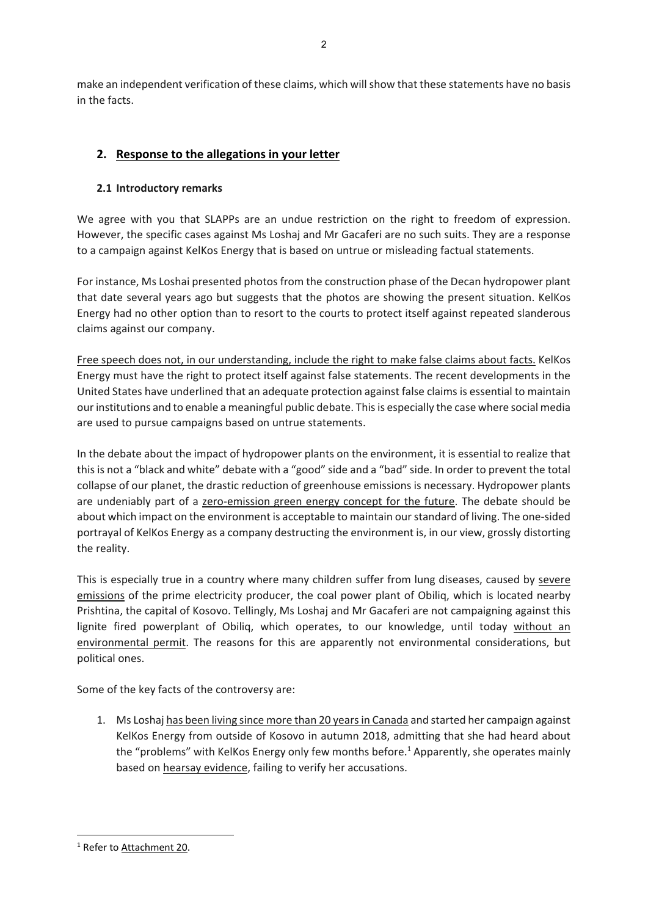make an independent verification of these claims, which will show that these statements have no basis in the facts.

## 2. Response to the allegations in your letter

### 2.1 Introductory remarks

We agree with you that SLAPPs are an undue restriction on the right to freedom of expression. However, the specific cases against Ms Loshaj and Mr Gacaferi are no such suits. They are a response to a campaign against KelKos Energy that is based on untrue or misleading factual statements.

For instance, Ms Loshai presented photos from the construction phase of the Decan hydropower plant that date several years ago but suggests that the photos are showing the present situation. KelKos Energy had no other option than to resort to the courts to protect itself against repeated slanderous claims against our company.

Free speech does not, in our understanding, include the right to make false claims about facts. KelKos Energy must have the right to protect itself against false statements. The recent developments in the United States have underlined that an adequate protection against false claims is essential to maintain our institutions and to enable a meaningful public debate. This is especially the case where social media are used to pursue campaigns based on untrue statements.

In the debate about the impact of hydropower plants on the environment, it is essential to realize that this is not a "black and white" debate with a "good" side and a "bad" side. In order to prevent the total collapse of our planet, the drastic reduction of greenhouse emissions is necessary. Hydropower plants are undeniably part of a zero-emission green energy concept for the future. The debate should be about which impact on the environment is acceptable to maintain our standard of living. The one-sided portrayal of KelKos Energy as a company destructing the environment is, in our view, grossly distorting the reality.

This is especially true in a country where many children suffer from lung diseases, caused by severe emissions of the prime electricity producer, the coal power plant of Obiliq, which is located nearby Prishtina, the capital of Kosovo. Tellingly, Ms Loshaj and Mr Gacaferi are not campaigning against this lignite fired powerplant of Obiliq, which operates, to our knowledge, until today without an environmental permit. The reasons for this are apparently not environmental considerations, but political ones.

Some of the key facts of the controversy are:

1. Ms Loshaj has been living since more than 20 years in Canada and started her campaign against KelKos Energy from outside of Kosovo in autumn 2018, admitting that she had heard about the "problems" with KelKos Energy only few months before.[1] Apparently, she operates mainly based on hearsay evidence, failing to verify her accusations.

---

[1] Refer to Attachment 20.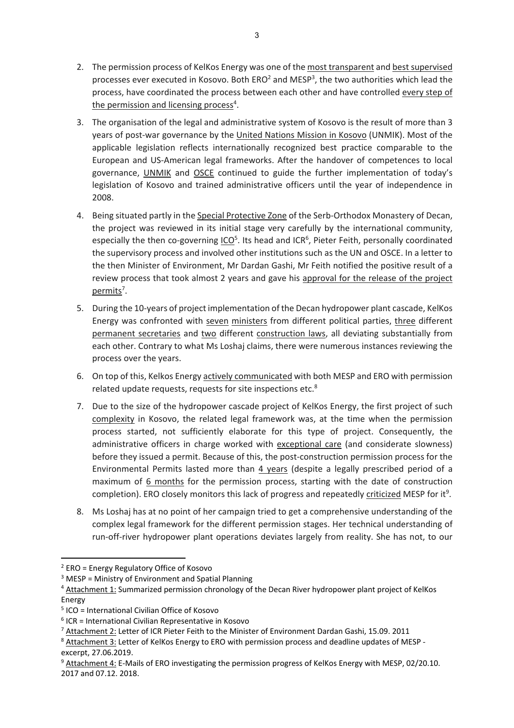2. The permission process of KelKos Energy was one of the most transparent and best supervised processes ever executed in Kosovo. Both ERO[2] and MESP[3], the two authorities which lead the process, have coordinated the process between each other and have controlled every step of the permission and licensing process[4].

3. The organisation of the legal and administrative system of Kosovo is the result of more than 3 years of post-war governance by the United Nations Mission in Kosovo (UNMIK). Most of the applicable legislation reflects internationally recognized best practice comparable to the European and US-American legal frameworks. After the handover of competences to local governance, UNMIK and OSCE continued to guide the further implementation of today's legislation of Kosovo and trained administrative officers until the year of independence in 2008.

4. Being situated partly in the Special Protective Zone of the Serb-Orthodox Monastery of Decan, the project was reviewed in its initial stage very carefully by the international community, especially the then co-governing ICO[5]. Its head and ICR[6], Pieter Feith, personally coordinated the supervisory process and involved other institutions such as the UN and OSCE. In a letter to the then Minister of Environment, Mr Dardan Gashi, Mr Feith notified the positive result of a review process that took almost 2 years and gave his approval for the release of the project permits[7].

5. During the 10-years of project implementation of the Decan hydropower plant cascade, KelKos Energy was confronted with seven ministers from different political parties, three different permanent secretaries and two different construction laws, all deviating substantially from each other. Contrary to what Ms Loshaj claims, there were numerous instances reviewing the process over the years.

6. On top of this, Kelkos Energy actively communicated with both MESP and ERO with permission related update requests, requests for site inspections etc.[8]

7. Due to the size of the hydropower cascade project of KelKos Energy, the first project of such complexity in Kosovo, the related legal framework was, at the time when the permission process started, not sufficiently elaborate for this type of project. Consequently, the administrative officers in charge worked with exceptional care (and considerate slowness) before they issued a permit. Because of this, the post-construction permission process for the Environmental Permits lasted more than 4 years (despite a legally prescribed period of a maximum of 6 months for the permission process, starting with the date of construction completion). ERO closely monitors this lack of progress and repeatedly criticized MESP for it[9].

8. Ms Loshaj has at no point of her campaign tried to get a comprehensive understanding of the complex legal framework for the different permission stages. Her technical understanding of run-off-river hydropower plant operations deviates largely from reality. She has not, to our

---

[2] ERO = Energy Regulatory Office of Kosovo

[3] MESP = Ministry of Environment and Spatial Planning

[4] Attachment 1: Summarized permission chronology of the Decan River hydropower plant project of KelKos Energy

[5] ICO = International Civilian Office of Kosovo

[6] ICR = International Civilian Representative in Kosovo

[7] Attachment 2: Letter of ICR Pieter Feith to the Minister of Environment Dardan Gashi, 15.09. 2011

[8] Attachment 3: Letter of KelKos Energy to ERO with permission process and deadline updates of MESP - excerpt, 27.06.2019.

[9] Attachment 4: E-Mails of ERO investigating the permission progress of KelKos Energy with MESP, 02/20.10. 2017 and 07.12. 2018.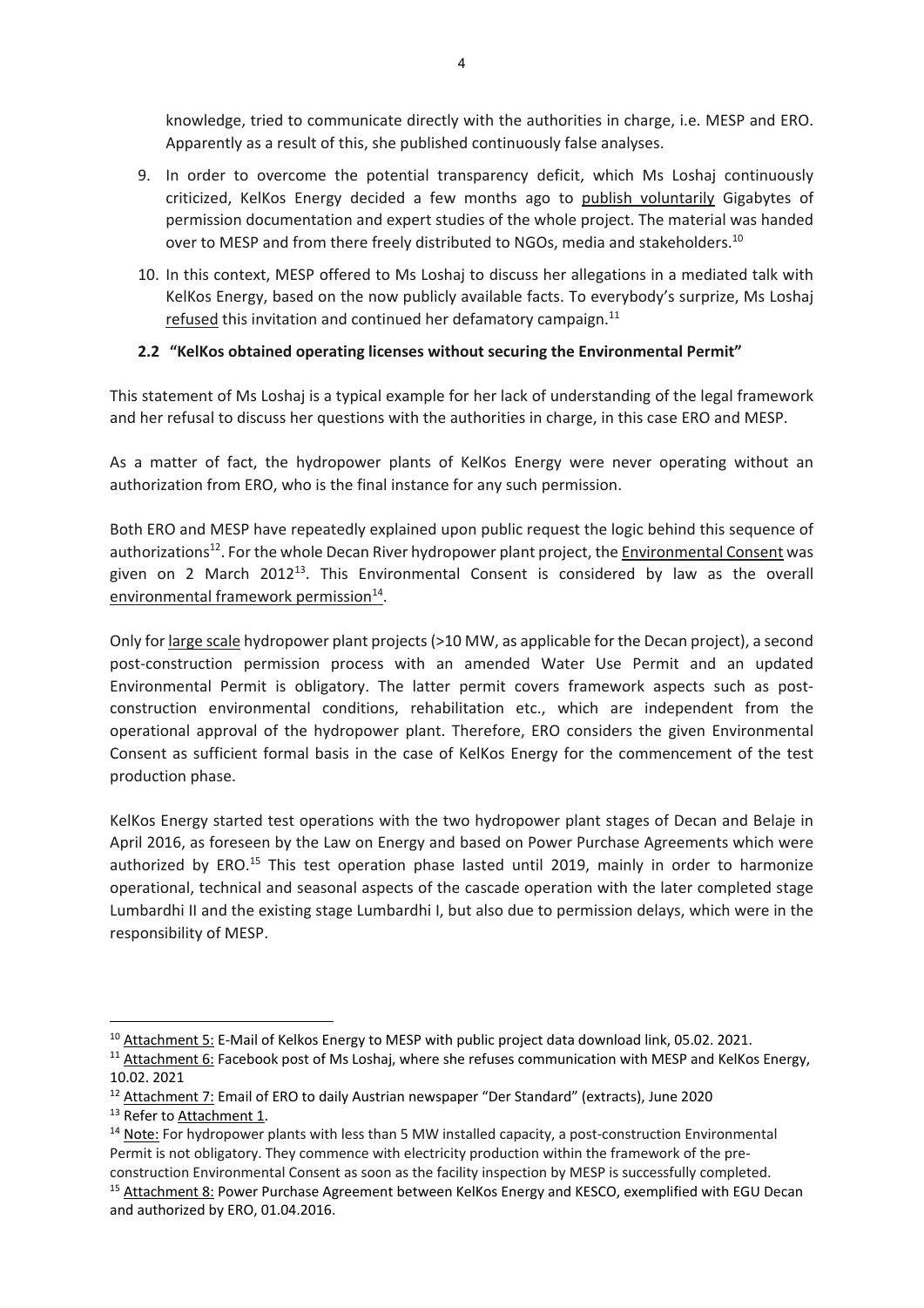knowledge, tried to communicate directly with the authorities in charge, i.e. MESP and ERO. Apparently as a result of this, she published continuously false analyses.

9. In order to overcome the potential transparency deficit, which Ms Loshaj continuously criticized, KelKos Energy decided a few months ago to publish voluntarily Gigabytes of permission documentation and expert studies of the whole project. The material was handed over to MESP and from there freely distributed to NGOs, media and stakeholders.[10]

10. In this context, MESP offered to Ms Loshaj to discuss her allegations in a mediated talk with KelKos Energy, based on the now publicly available facts. To everybody's surprize, Ms Loshaj refused this invitation and continued her defamatory campaign.[11]

### 2.2 "KelKos obtained operating licenses without securing the Environmental Permit"

This statement of Ms Loshaj is a typical example for her lack of understanding of the legal framework and her refusal to discuss her questions with the authorities in charge, in this case ERO and MESP.

As a matter of fact, the hydropower plants of KelKos Energy were never operating without an authorization from ERO, who is the final instance for any such permission.

Both ERO and MESP have repeatedly explained upon public request the logic behind this sequence of authorizations[12]. For the whole Decan River hydropower plant project, the Environmental Consent was given on 2 March 2012[13]. This Environmental Consent is considered by law as the overall environmental framework permission[14].

Only for large scale hydropower plant projects (>10 MW, as applicable for the Decan project), a second post-construction permission process with an amended Water Use Permit and an updated Environmental Permit is obligatory. The latter permit covers framework aspects such as post-construction environmental conditions, rehabilitation etc., which are independent from the operational approval of the hydropower plant. Therefore, ERO considers the given Environmental Consent as sufficient formal basis in the case of KelKos Energy for the commencement of the test production phase.

KelKos Energy started test operations with the two hydropower plant stages of Decan and Belaje in April 2016, as foreseen by the Law on Energy and based on Power Purchase Agreements which were authorized by ERO.[15] This test operation phase lasted until 2019, mainly in order to harmonize operational, technical and seasonal aspects of the cascade operation with the later completed stage Lumbardhi II and the existing stage Lumbardhi I, but also due to permission delays, which were in the responsibility of MESP.

---

[10] Attachment 5: E-Mail of Kelkos Energy to MESP with public project data download link, 05.02. 2021.

[11] Attachment 6: Facebook post of Ms Loshaj, where she refuses communication with MESP and KelKos Energy, 10.02. 2021

[12] Attachment 7: Email of ERO to daily Austrian newspaper "Der Standard" (extracts), June 2020

[13] Refer to Attachment 1.

[14] Note: For hydropower plants with less than 5 MW installed capacity, a post-construction Environmental Permit is not obligatory. They commence with electricity production within the framework of the pre-construction Environmental Consent as soon as the facility inspection by MESP is successfully completed.

[15] Attachment 8: Power Purchase Agreement between KelKos Energy and KESCO, exemplified with EGU Decan and authorized by ERO, 01.04.2016.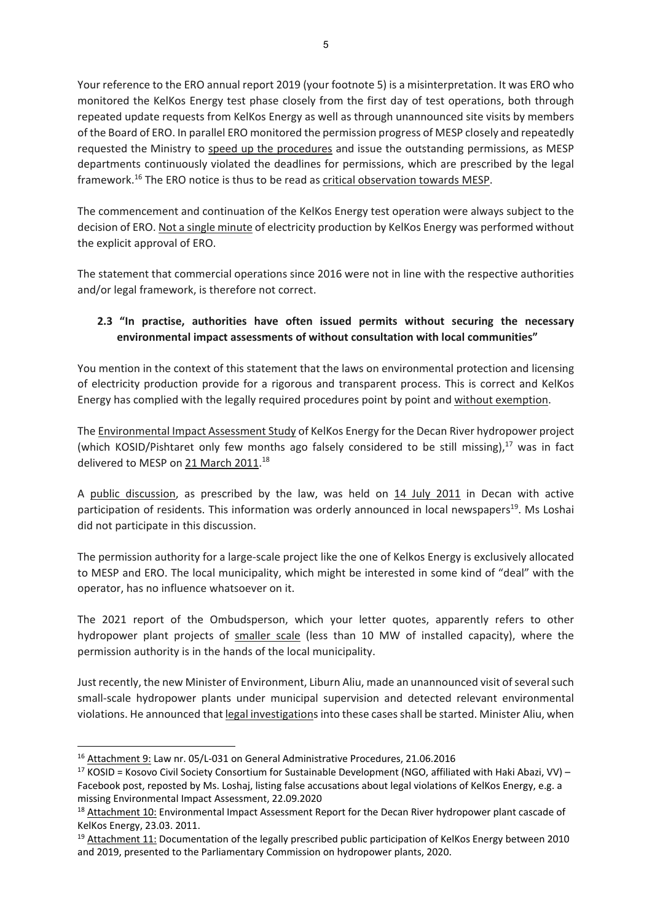Your reference to the ERO annual report 2019 (your footnote 5) is a misinterpretation. It was ERO who monitored the KelKos Energy test phase closely from the first day of test operations, both through repeated update requests from KelKos Energy as well as through unannounced site visits by members of the Board of ERO. In parallel ERO monitored the permission progress of MESP closely and repeatedly requested the Ministry to speed up the procedures and issue the outstanding permissions, as MESP departments continuously violated the deadlines for permissions, which are prescribed by the legal framework.[16] The ERO notice is thus to be read as critical observation towards MESP.

The commencement and continuation of the KelKos Energy test operation were always subject to the decision of ERO. Not a single minute of electricity production by KelKos Energy was performed without the explicit approval of ERO.

The statement that commercial operations since 2016 were not in line with the respective authorities and/or legal framework, is therefore not correct.

### 2.3 "In practise, authorities have often issued permits without securing the necessary environmental impact assessments of without consultation with local communities"

You mention in the context of this statement that the laws on environmental protection and licensing of electricity production provide for a rigorous and transparent process. This is correct and KelKos Energy has complied with the legally required procedures point by point and without exemption.

The Environmental Impact Assessment Study of KelKos Energy for the Decan River hydropower project (which KOSID/Pishtaret only few months ago falsely considered to be still missing),[17] was in fact delivered to MESP on 21 March 2011.[18]

A public discussion, as prescribed by the law, was held on 14 July 2011 in Decan with active participation of residents. This information was orderly announced in local newspapers[19]. Ms Loshai did not participate in this discussion.

The permission authority for a large-scale project like the one of Kelkos Energy is exclusively allocated to MESP and ERO. The local municipality, which might be interested in some kind of "deal" with the operator, has no influence whatsoever on it.

The 2021 report of the Ombudsperson, which your letter quotes, apparently refers to other hydropower plant projects of smaller scale (less than 10 MW of installed capacity), where the permission authority is in the hands of the local municipality.

Just recently, the new Minister of Environment, Liburn Aliu, made an unannounced visit of several such small-scale hydropower plants under municipal supervision and detected relevant environmental violations. He announced that legal investigations into these cases shall be started. Minister Aliu, when

---

[16] Attachment 9: Law nr. 05/L-031 on General Administrative Procedures, 21.06.2016

[17] KOSID = Kosovo Civil Society Consortium for Sustainable Development (NGO, affiliated with Haki Abazi, VV) – Facebook post, reposted by Ms. Loshaj, listing false accusations about legal violations of KelKos Energy, e.g. a missing Environmental Impact Assessment, 22.09.2020

[18] Attachment 10: Environmental Impact Assessment Report for the Decan River hydropower plant cascade of KelKos Energy, 23.03. 2011.

[19] Attachment 11: Documentation of the legally prescribed public participation of KelKos Energy between 2010 and 2019, presented to the Parliamentary Commission on hydropower plants, 2020.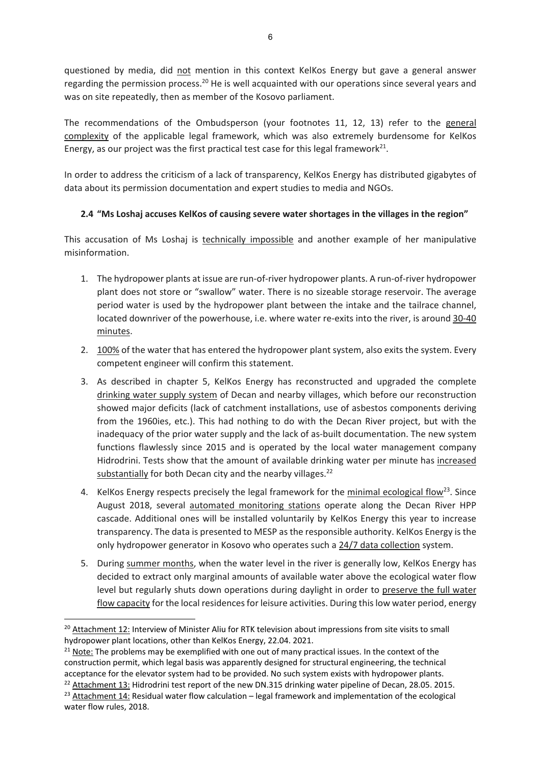questioned by media, did not mention in this context KelKos Energy but gave a general answer regarding the permission process.[20] He is well acquainted with our operations since several years and was on site repeatedly, then as member of the Kosovo parliament.

The recommendations of the Ombudsperson (your footnotes 11, 12, 13) refer to the general complexity of the applicable legal framework, which was also extremely burdensome for KelKos Energy, as our project was the first practical test case for this legal framework[21].

In order to address the criticism of a lack of transparency, KelKos Energy has distributed gigabytes of data about its permission documentation and expert studies to media and NGOs.

### 2.4 "Ms Loshaj accuses KelKos of causing severe water shortages in the villages in the region"

This accusation of Ms Loshaj is technically impossible and another example of her manipulative misinformation.

1. The hydropower plants at issue are run-of-river hydropower plants. A run-of-river hydropower plant does not store or "swallow" water. There is no sizeable storage reservoir. The average period water is used by the hydropower plant between the intake and the tailrace channel, located downriver of the powerhouse, i.e. where water re-exits into the river, is around 30-40 minutes.
2. 100% of the water that has entered the hydropower plant system, also exits the system. Every competent engineer will confirm this statement.
3. As described in chapter 5, KelKos Energy has reconstructed and upgraded the complete drinking water supply system of Decan and nearby villages, which before our reconstruction showed major deficits (lack of catchment installations, use of asbestos components deriving from the 1960ies, etc.). This had nothing to do with the Decan River project, but with the inadequacy of the prior water supply and the lack of as-built documentation. The new system functions flawlessly since 2015 and is operated by the local water management company Hidrodrini. Tests show that the amount of available drinking water per minute has increased substantially for both Decan city and the nearby villages.[22]
4. KelKos Energy respects precisely the legal framework for the minimal ecological flow[23]. Since August 2018, several automated monitoring stations operate along the Decan River HPP cascade. Additional ones will be installed voluntarily by KelKos Energy this year to increase transparency. The data is presented to MESP as the responsible authority. KelKos Energy is the only hydropower generator in Kosovo who operates such a 24/7 data collection system.
5. During summer months, when the water level in the river is generally low, KelKos Energy has decided to extract only marginal amounts of available water above the ecological water flow level but regularly shuts down operations during daylight in order to preserve the full water flow capacity for the local residences for leisure activities. During this low water period, energy

---

[20] Attachment 12: Interview of Minister Aliu for RTK television about impressions from site visits to small hydropower plant locations, other than KelKos Energy, 22.04. 2021.

[21] Note: The problems may be exemplified with one out of many practical issues. In the context of the construction permit, which legal basis was apparently designed for structural engineering, the technical acceptance for the elevator system had to be provided. No such system exists with hydropower plants.

[22] Attachment 13: Hidrodrini test report of the new DN.315 drinking water pipeline of Decan, 28.05. 2015.

[23] Attachment 14: Residual water flow calculation – legal framework and implementation of the ecological water flow rules, 2018.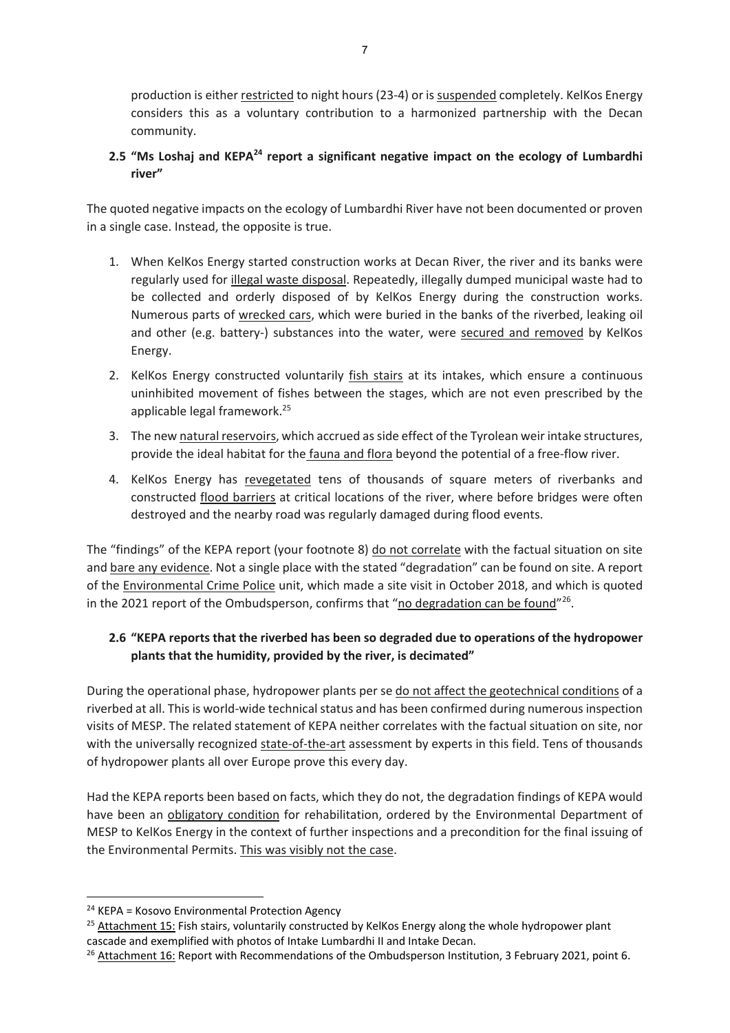production is either restricted to night hours (23-4) or is suspended completely. KelKos Energy considers this as a voluntary contribution to a harmonized partnership with the Decan community.

## 2.5 "Ms Loshaj and KEPA[24] report a significant negative impact on the ecology of Lumbardhi river"

The quoted negative impacts on the ecology of Lumbardhi River have not been documented or proven in a single case. Instead, the opposite is true.

1. When KelKos Energy started construction works at Decan River, the river and its banks were regularly used for illegal waste disposal. Repeatedly, illegally dumped municipal waste had to be collected and orderly disposed of by KelKos Energy during the construction works. Numerous parts of wrecked cars, which were buried in the banks of the riverbed, leaking oil and other (e.g. battery-) substances into the water, were secured and removed by KelKos Energy.
2. KelKos Energy constructed voluntarily fish stairs at its intakes, which ensure a continuous uninhibited movement of fishes between the stages, which are not even prescribed by the applicable legal framework.[25]
3. The new natural reservoirs, which accrued as side effect of the Tyrolean weir intake structures, provide the ideal habitat for the fauna and flora beyond the potential of a free-flow river.
4. KelKos Energy has revegetated tens of thousands of square meters of riverbanks and constructed flood barriers at critical locations of the river, where before bridges were often destroyed and the nearby road was regularly damaged during flood events.

The "findings" of the KEPA report (your footnote 8) do not correlate with the factual situation on site and bare any evidence. Not a single place with the stated "degradation" can be found on site. A report of the Environmental Crime Police unit, which made a site visit in October 2018, and which is quoted in the 2021 report of the Ombudsperson, confirms that "no degradation can be found"[26].

## 2.6 "KEPA reports that the riverbed has been so degraded due to operations of the hydropower plants that the humidity, provided by the river, is decimated"

During the operational phase, hydropower plants per se do not affect the geotechnical conditions of a riverbed at all. This is world-wide technical status and has been confirmed during numerous inspection visits of MESP. The related statement of KEPA neither correlates with the factual situation on site, nor with the universally recognized state-of-the-art assessment by experts in this field. Tens of thousands of hydropower plants all over Europe prove this every day.

Had the KEPA reports been based on facts, which they do not, the degradation findings of KEPA would have been an obligatory condition for rehabilitation, ordered by the Environmental Department of MESP to KelKos Energy in the context of further inspections and a precondition for the final issuing of the Environmental Permits. This was visibly not the case.

---

[24] KEPA = Kosovo Environmental Protection Agency

[25] Attachment 15: Fish stairs, voluntarily constructed by KelKos Energy along the whole hydropower plant cascade and exemplified with photos of Intake Lumbardhi II and Intake Decan.

[26] Attachment 16: Report with Recommendations of the Ombudsperson Institution, 3 February 2021, point 6.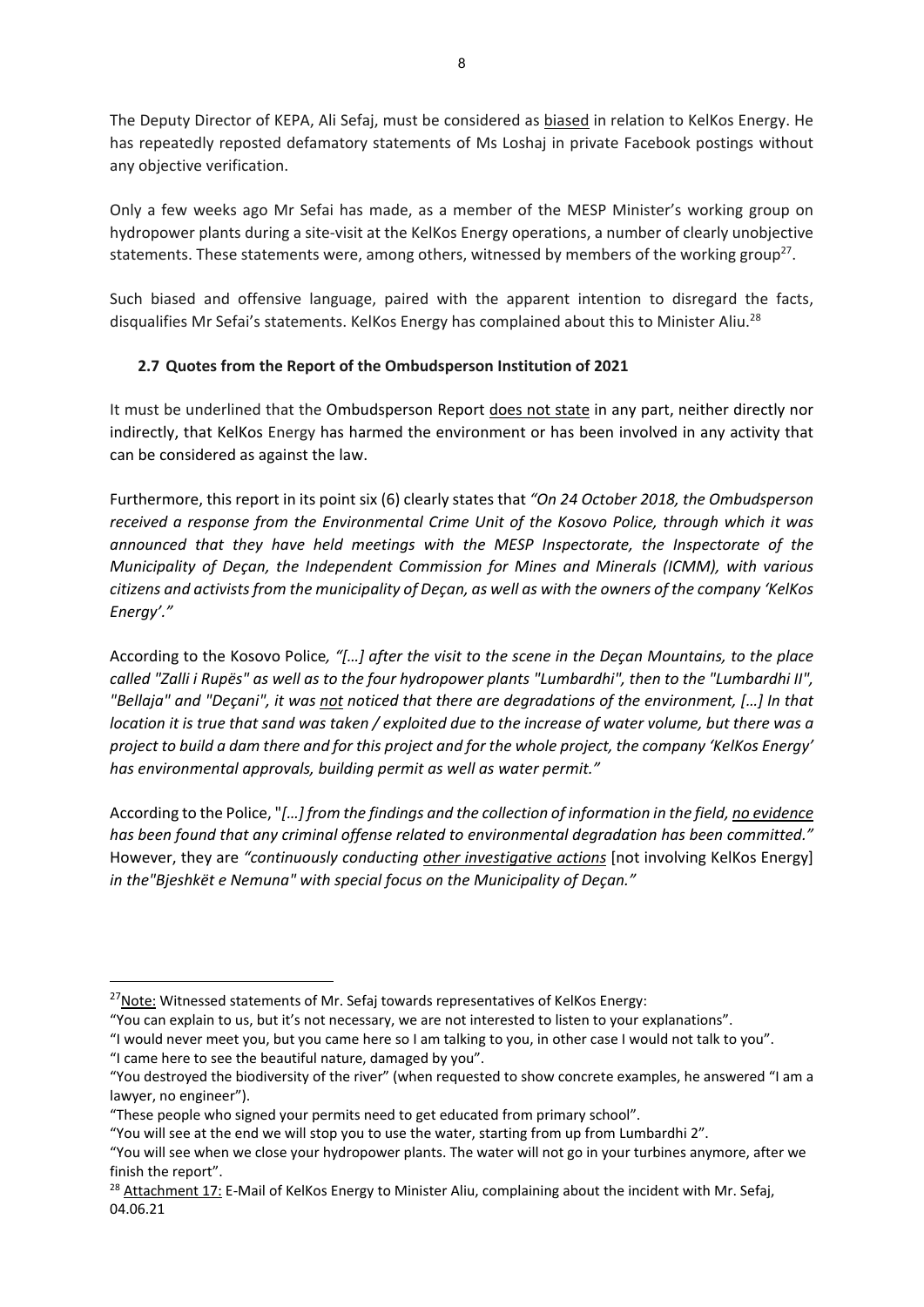The Deputy Director of KEPA, Ali Sefaj, must be considered as biased in relation to KelKos Energy. He has repeatedly reposted defamatory statements of Ms Loshaj in private Facebook postings without any objective verification.

Only a few weeks ago Mr Sefai has made, as a member of the MESP Minister's working group on hydropower plants during a site-visit at the KelKos Energy operations, a number of clearly unobjective statements. These statements were, among others, witnessed by members of the working group[27].

Such biased and offensive language, paired with the apparent intention to disregard the facts, disqualifies Mr Sefai's statements. KelKos Energy has complained about this to Minister Aliu.[28]

### 2.7 Quotes from the Report of the Ombudsperson Institution of 2021

It must be underlined that the Ombudsperson Report does not state in any part, neither directly nor indirectly, that KelKos Energy has harmed the environment or has been involved in any activity that can be considered as against the law.

Furthermore, this report in its point six (6) clearly states that *"On 24 October 2018, the Ombudsperson received a response from the Environmental Crime Unit of the Kosovo Police, through which it was announced that they have held meetings with the MESP Inspectorate, the Inspectorate of the Municipality of Deçan, the Independent Commission for Mines and Minerals (ICMM), with various citizens and activists from the municipality of Deçan, as well as with the owners of the company 'KelKos Energy'."*

According to the Kosovo Police*, "[…] after the visit to the scene in the Deçan Mountains, to the place called "Zalli i Rupës" as well as to the four hydropower plants "Lumbardhi", then to the "Lumbardhi II", "Bellaja" and "Deçani", it was not noticed that there are degradations of the environment, […] In that location it is true that sand was taken / exploited due to the increase of water volume, but there was a project to build a dam there and for this project and for the whole project, the company 'KelKos Energy' has environmental approvals, building permit as well as water permit."*

According to the Police, "*[…] from the findings and the collection of information in the field, no evidence has been found that any criminal offense related to environmental degradation has been committed."* However, they are *"continuously conducting other investigative actions* [not involving KelKos Energy] *in the"Bjeshkët e Nemuna" with special focus on the Municipality of Deçan."*

---

[27] Note: Witnessed statements of Mr. Sefaj towards representatives of KelKos Energy:
"You can explain to us, but it's not necessary, we are not interested to listen to your explanations".
"I would never meet you, but you came here so I am talking to you, in other case I would not talk to you".
"I came here to see the beautiful nature, damaged by you".
"You destroyed the biodiversity of the river" (when requested to show concrete examples, he answered "I am a lawyer, no engineer").
"These people who signed your permits need to get educated from primary school".
"You will see at the end we will stop you to use the water, starting from up from Lumbardhi 2".
"You will see when we close your hydropower plants. The water will not go in your turbines anymore, after we finish the report".

[28] Attachment 17: E-Mail of KelKos Energy to Minister Aliu, complaining about the incident with Mr. Sefaj, 04.06.21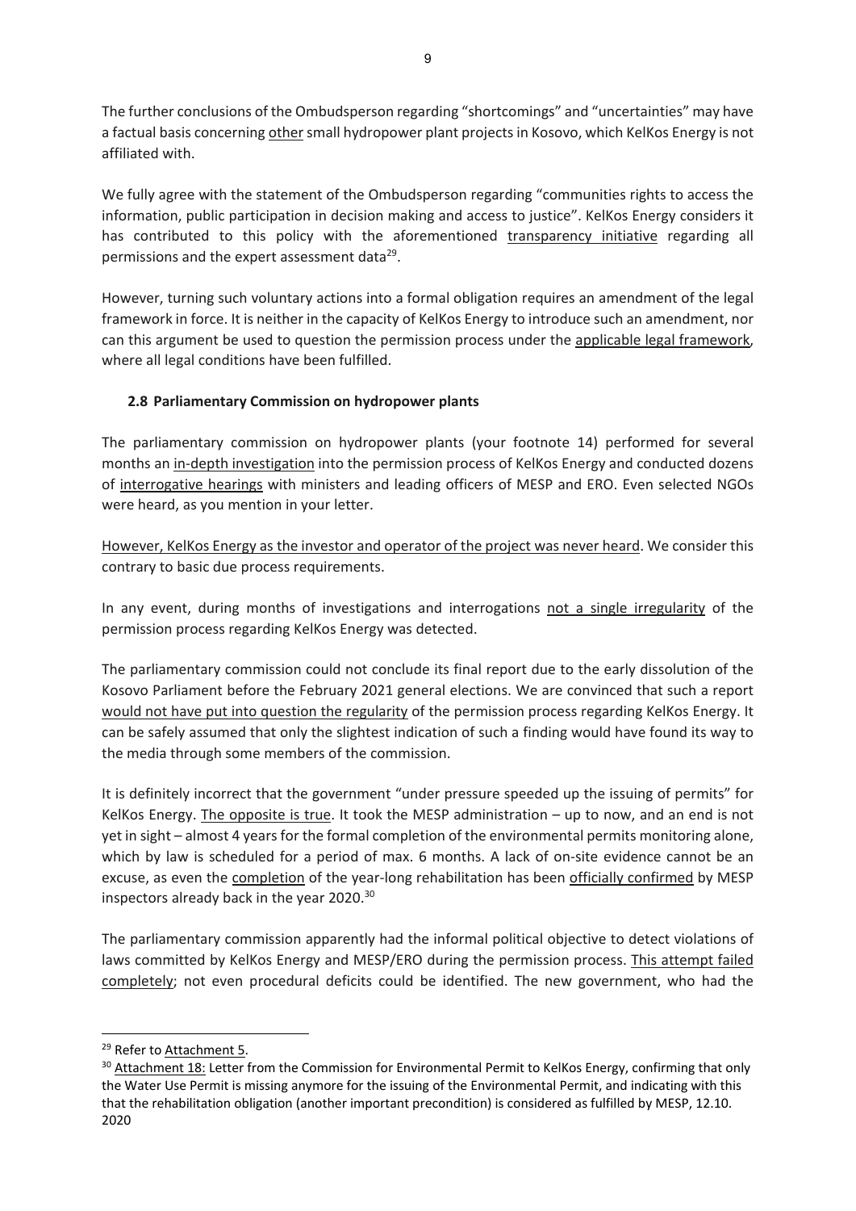The further conclusions of the Ombudsperson regarding "shortcomings" and "uncertainties" may have a factual basis concerning other small hydropower plant projects in Kosovo, which KelKos Energy is not affiliated with.

We fully agree with the statement of the Ombudsperson regarding "communities rights to access the information, public participation in decision making and access to justice". KelKos Energy considers it has contributed to this policy with the aforementioned transparency initiative regarding all permissions and the expert assessment data[29].

However, turning such voluntary actions into a formal obligation requires an amendment of the legal framework in force. It is neither in the capacity of KelKos Energy to introduce such an amendment, nor can this argument be used to question the permission process under the applicable legal framework, where all legal conditions have been fulfilled.

### 2.8 Parliamentary Commission on hydropower plants

The parliamentary commission on hydropower plants (your footnote 14) performed for several months an in-depth investigation into the permission process of KelKos Energy and conducted dozens of interrogative hearings with ministers and leading officers of MESP and ERO. Even selected NGOs were heard, as you mention in your letter.

However, KelKos Energy as the investor and operator of the project was never heard. We consider this contrary to basic due process requirements.

In any event, during months of investigations and interrogations not a single irregularity of the permission process regarding KelKos Energy was detected.

The parliamentary commission could not conclude its final report due to the early dissolution of the Kosovo Parliament before the February 2021 general elections. We are convinced that such a report would not have put into question the regularity of the permission process regarding KelKos Energy. It can be safely assumed that only the slightest indication of such a finding would have found its way to the media through some members of the commission.

It is definitely incorrect that the government "under pressure speeded up the issuing of permits" for KelKos Energy. The opposite is true. It took the MESP administration – up to now, and an end is not yet in sight – almost 4 years for the formal completion of the environmental permits monitoring alone, which by law is scheduled for a period of max. 6 months. A lack of on-site evidence cannot be an excuse, as even the completion of the year-long rehabilitation has been officially confirmed by MESP inspectors already back in the year 2020.[30]

The parliamentary commission apparently had the informal political objective to detect violations of laws committed by KelKos Energy and MESP/ERO during the permission process. This attempt failed completely; not even procedural deficits could be identified. The new government, who had the

---

[29] Refer to Attachment 5.

[30] Attachment 18: Letter from the Commission for Environmental Permit to KelKos Energy, confirming that only the Water Use Permit is missing anymore for the issuing of the Environmental Permit, and indicating with this that the rehabilitation obligation (another important precondition) is considered as fulfilled by MESP, 12.10.2020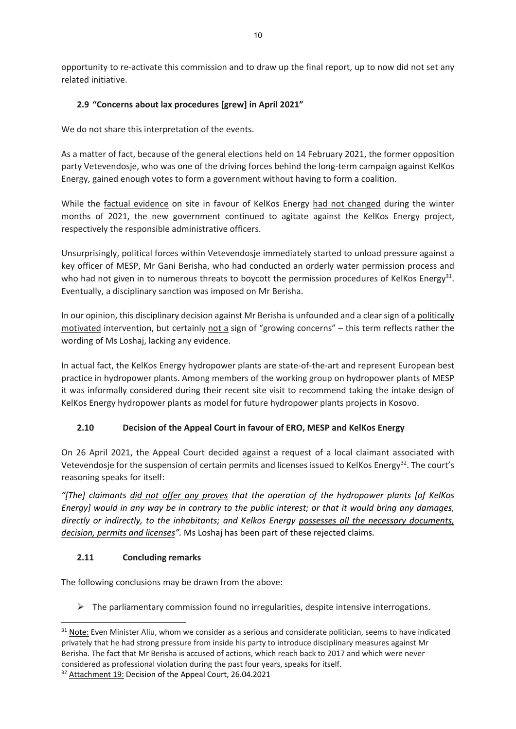opportunity to re-activate this commission and to draw up the final report, up to now did not set any related initiative.

### 2.9 "Concerns about lax procedures [grew] in April 2021"

We do not share this interpretation of the events.

As a matter of fact, because of the general elections held on 14 February 2021, the former opposition party Vetevendosje, who was one of the driving forces behind the long-term campaign against KelKos Energy, gained enough votes to form a government without having to form a coalition.

While the factual evidence on site in favour of KelKos Energy had not changed during the winter months of 2021, the new government continued to agitate against the KelKos Energy project, respectively the responsible administrative officers.

Unsurprisingly, political forces within Vetevendosje immediately started to unload pressure against a key officer of MESP, Mr Gani Berisha, who had conducted an orderly water permission process and who had not given in to numerous threats to boycott the permission procedures of KelKos Energy[31]. Eventually, a disciplinary sanction was imposed on Mr Berisha.

In our opinion, this disciplinary decision against Mr Berisha is unfounded and a clear sign of a politically motivated intervention, but certainly not a sign of "growing concerns" – this term reflects rather the wording of Ms Loshaj, lacking any evidence.

In actual fact, the KelKos Energy hydropower plants are state-of-the-art and represent European best practice in hydropower plants. Among members of the working group on hydropower plants of MESP it was informally considered during their recent site visit to recommend taking the intake design of KelKos Energy hydropower plants as model for future hydropower plants projects in Kosovo.

### 2.10 Decision of the Appeal Court in favour of ERO, MESP and KelKos Energy

On 26 April 2021, the Appeal Court decided against a request of a local claimant associated with Vetevendosje for the suspension of certain permits and licenses issued to KelKos Energy[32]. The court's reasoning speaks for itself:

*"[The] claimants did not offer any proves that the operation of the hydropower plants [of KelKos Energy] would in any way be in contrary to the public interest; or that it would bring any damages, directly or indirectly, to the inhabitants; and Kelkos Energy possesses all the necessary documents, decision, permits and licenses".* Ms Loshaj has been part of these rejected claims.

### 2.11 Concluding remarks

The following conclusions may be drawn from the above:

- The parliamentary commission found no irregularities, despite intensive interrogations.

---

[31] Note: Even Minister Aliu, whom we consider as a serious and considerate politician, seems to have indicated privately that he had strong pressure from inside his party to introduce disciplinary measures against Mr Berisha. The fact that Mr Berisha is accused of actions, which reach back to 2017 and which were never considered as professional violation during the past four years, speaks for itself.

[32] Attachment 19: Decision of the Appeal Court, 26.04.2021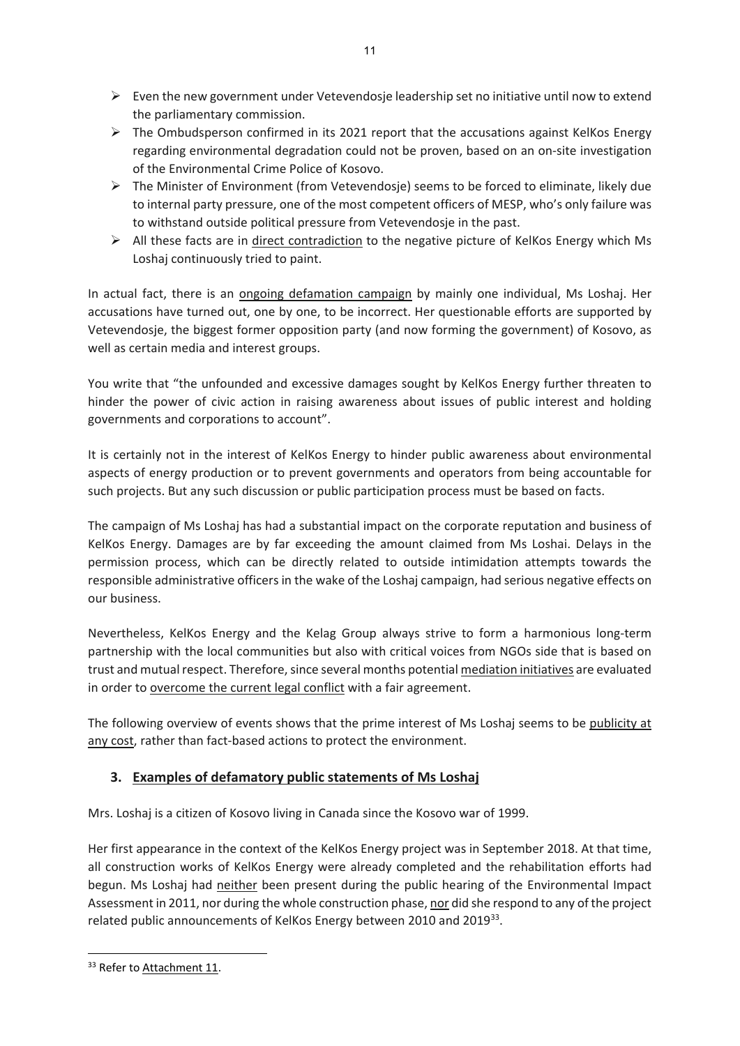- Even the new government under Vetevendosje leadership set no initiative until now to extend the parliamentary commission.
- The Ombudsperson confirmed in its 2021 report that the accusations against KelKos Energy regarding environmental degradation could not be proven, based on an on-site investigation of the Environmental Crime Police of Kosovo.
- The Minister of Environment (from Vetevendosje) seems to be forced to eliminate, likely due to internal party pressure, one of the most competent officers of MESP, who's only failure was to withstand outside political pressure from Vetevendosje in the past.
- All these facts are in direct contradiction to the negative picture of KelKos Energy which Ms Loshaj continuously tried to paint.

In actual fact, there is an ongoing defamation campaign by mainly one individual, Ms Loshaj. Her accusations have turned out, one by one, to be incorrect. Her questionable efforts are supported by Vetevendosje, the biggest former opposition party (and now forming the government) of Kosovo, as well as certain media and interest groups.

You write that "the unfounded and excessive damages sought by KelKos Energy further threaten to hinder the power of civic action in raising awareness about issues of public interest and holding governments and corporations to account".

It is certainly not in the interest of KelKos Energy to hinder public awareness about environmental aspects of energy production or to prevent governments and operators from being accountable for such projects. But any such discussion or public participation process must be based on facts.

The campaign of Ms Loshaj has had a substantial impact on the corporate reputation and business of KelKos Energy. Damages are by far exceeding the amount claimed from Ms Loshai. Delays in the permission process, which can be directly related to outside intimidation attempts towards the responsible administrative officers in the wake of the Loshaj campaign, had serious negative effects on our business.

Nevertheless, KelKos Energy and the Kelag Group always strive to form a harmonious long-term partnership with the local communities but also with critical voices from NGOs side that is based on trust and mutual respect. Therefore, since several months potential mediation initiatives are evaluated in order to overcome the current legal conflict with a fair agreement.

The following overview of events shows that the prime interest of Ms Loshaj seems to be publicity at any cost, rather than fact-based actions to protect the environment.

## 3. Examples of defamatory public statements of Ms Loshaj

Mrs. Loshaj is a citizen of Kosovo living in Canada since the Kosovo war of 1999.

Her first appearance in the context of the KelKos Energy project was in September 2018. At that time, all construction works of KelKos Energy were already completed and the rehabilitation efforts had begun. Ms Loshaj had neither been present during the public hearing of the Environmental Impact Assessment in 2011, nor during the whole construction phase, nor did she respond to any of the project related public announcements of KelKos Energy between 2010 and 2019[33].

[33] Refer to Attachment 11.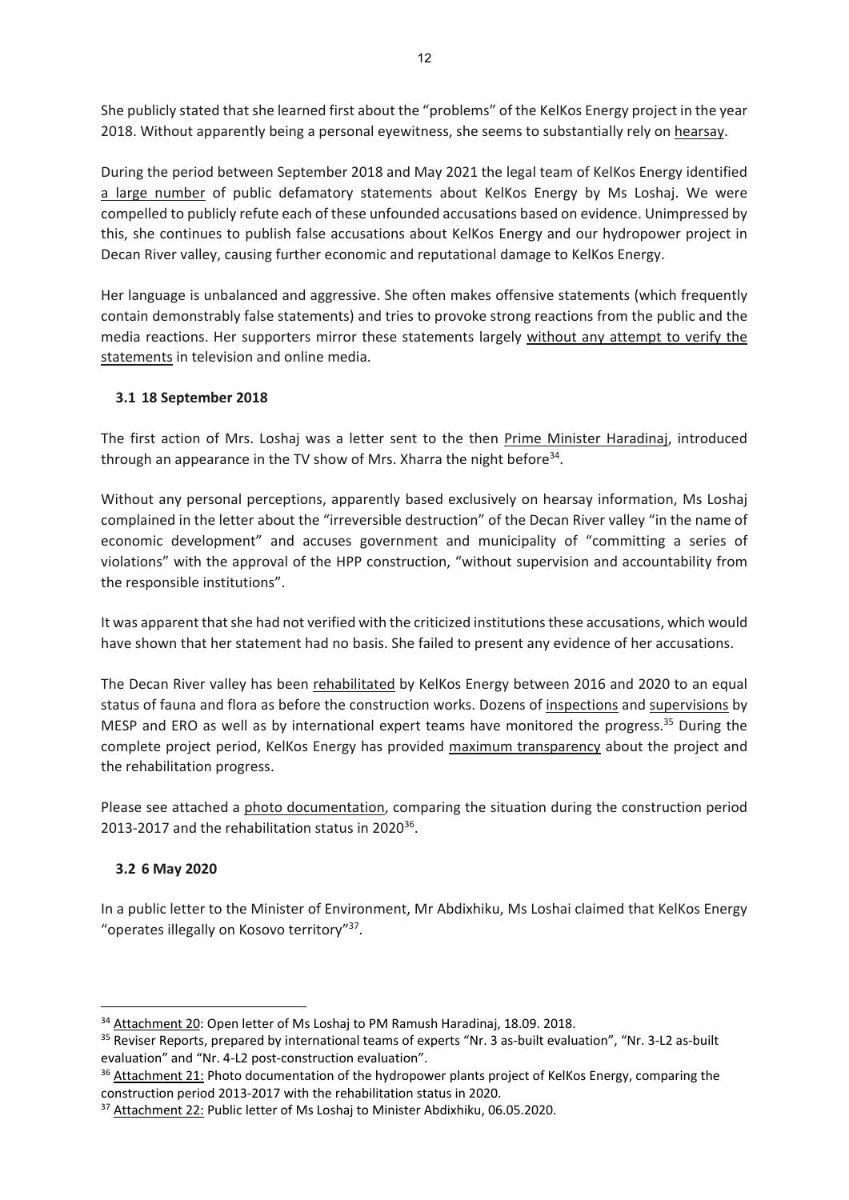She publicly stated that she learned first about the "problems" of the KelKos Energy project in the year 2018. Without apparently being a personal eyewitness, she seems to substantially rely on hearsay.

During the period between September 2018 and May 2021 the legal team of KelKos Energy identified a large number of public defamatory statements about KelKos Energy by Ms Loshaj. We were compelled to publicly refute each of these unfounded accusations based on evidence. Unimpressed by this, she continues to publish false accusations about KelKos Energy and our hydropower project in Decan River valley, causing further economic and reputational damage to KelKos Energy.

Her language is unbalanced and aggressive. She often makes offensive statements (which frequently contain demonstrably false statements) and tries to provoke strong reactions from the public and the media reactions. Her supporters mirror these statements largely without any attempt to verify the statements in television and online media.

### 3.1 18 September 2018

The first action of Mrs. Loshaj was a letter sent to the then Prime Minister Haradinaj, introduced through an appearance in the TV show of Mrs. Xharra the night before[34].

Without any personal perceptions, apparently based exclusively on hearsay information, Ms Loshaj complained in the letter about the "irreversible destruction" of the Decan River valley "in the name of economic development" and accuses government and municipality of "committing a series of violations" with the approval of the HPP construction, "without supervision and accountability from the responsible institutions".

It was apparent that she had not verified with the criticized institutions these accusations, which would have shown that her statement had no basis. She failed to present any evidence of her accusations.

The Decan River valley has been rehabilitated by KelKos Energy between 2016 and 2020 to an equal status of fauna and flora as before the construction works. Dozens of inspections and supervisions by MESP and ERO as well as by international expert teams have monitored the progress.[35] During the complete project period, KelKos Energy has provided maximum transparency about the project and the rehabilitation progress.

Please see attached a photo documentation, comparing the situation during the construction period 2013-2017 and the rehabilitation status in 2020[36].

### 3.2 6 May 2020

In a public letter to the Minister of Environment, Mr Abdixhiku, Ms Loshai claimed that KelKos Energy "operates illegally on Kosovo territory"[37].

---

[34] Attachment 20: Open letter of Ms Loshaj to PM Ramush Haradinaj, 18.09. 2018.

[35] Reviser Reports, prepared by international teams of experts "Nr. 3 as-built evaluation", "Nr. 3-L2 as-built evaluation" and "Nr. 4-L2 post-construction evaluation".

[36] Attachment 21: Photo documentation of the hydropower plants project of KelKos Energy, comparing the construction period 2013-2017 with the rehabilitation status in 2020.

[37] Attachment 22: Public letter of Ms Loshaj to Minister Abdixhiku, 06.05.2020.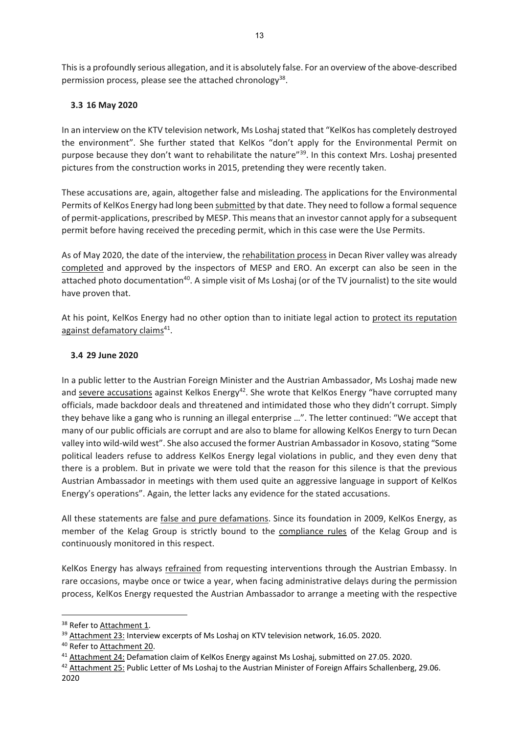This is a profoundly serious allegation, and it is absolutely false. For an overview of the above-described permission process, please see the attached chronology[38].

### 3.3 16 May 2020

In an interview on the KTV television network, Ms Loshaj stated that "KelKos has completely destroyed the environment". She further stated that KelKos "don't apply for the Environmental Permit on purpose because they don't want to rehabilitate the nature"[39]. In this context Mrs. Loshaj presented pictures from the construction works in 2015, pretending they were recently taken.

These accusations are, again, altogether false and misleading. The applications for the Environmental Permits of KelKos Energy had long been submitted by that date. They need to follow a formal sequence of permit-applications, prescribed by MESP. This means that an investor cannot apply for a subsequent permit before having received the preceding permit, which in this case were the Use Permits.

As of May 2020, the date of the interview, the rehabilitation process in Decan River valley was already completed and approved by the inspectors of MESP and ERO. An excerpt can also be seen in the attached photo documentation[40]. A simple visit of Ms Loshaj (or of the TV journalist) to the site would have proven that.

At his point, KelKos Energy had no other option than to initiate legal action to protect its reputation against defamatory claims[41].

### 3.4 29 June 2020

In a public letter to the Austrian Foreign Minister and the Austrian Ambassador, Ms Loshaj made new and severe accusations against Kelkos Energy[42]. She wrote that KelKos Energy "have corrupted many officials, made backdoor deals and threatened and intimidated those who they didn't corrupt. Simply they behave like a gang who is running an illegal enterprise …". The letter continued: "We accept that many of our public officials are corrupt and are also to blame for allowing KelKos Energy to turn Decan valley into wild-wild west". She also accused the former Austrian Ambassador in Kosovo, stating "Some political leaders refuse to address KelKos Energy legal violations in public, and they even deny that there is a problem. But in private we were told that the reason for this silence is that the previous Austrian Ambassador in meetings with them used quite an aggressive language in support of KelKos Energy's operations". Again, the letter lacks any evidence for the stated accusations.

All these statements are false and pure defamations. Since its foundation in 2009, KelKos Energy, as member of the Kelag Group is strictly bound to the compliance rules of the Kelag Group and is continuously monitored in this respect.

KelKos Energy has always refrained from requesting interventions through the Austrian Embassy. In rare occasions, maybe once or twice a year, when facing administrative delays during the permission process, KelKos Energy requested the Austrian Ambassador to arrange a meeting with the respective

---

[38] Refer to Attachment 1.

[39] Attachment 23: Interview excerpts of Ms Loshaj on KTV television network, 16.05. 2020.

[40] Refer to Attachment 20.

[41] Attachment 24: Defamation claim of KelKos Energy against Ms Loshaj, submitted on 27.05. 2020.

[42] Attachment 25: Public Letter of Ms Loshaj to the Austrian Minister of Foreign Affairs Schallenberg, 29.06. 2020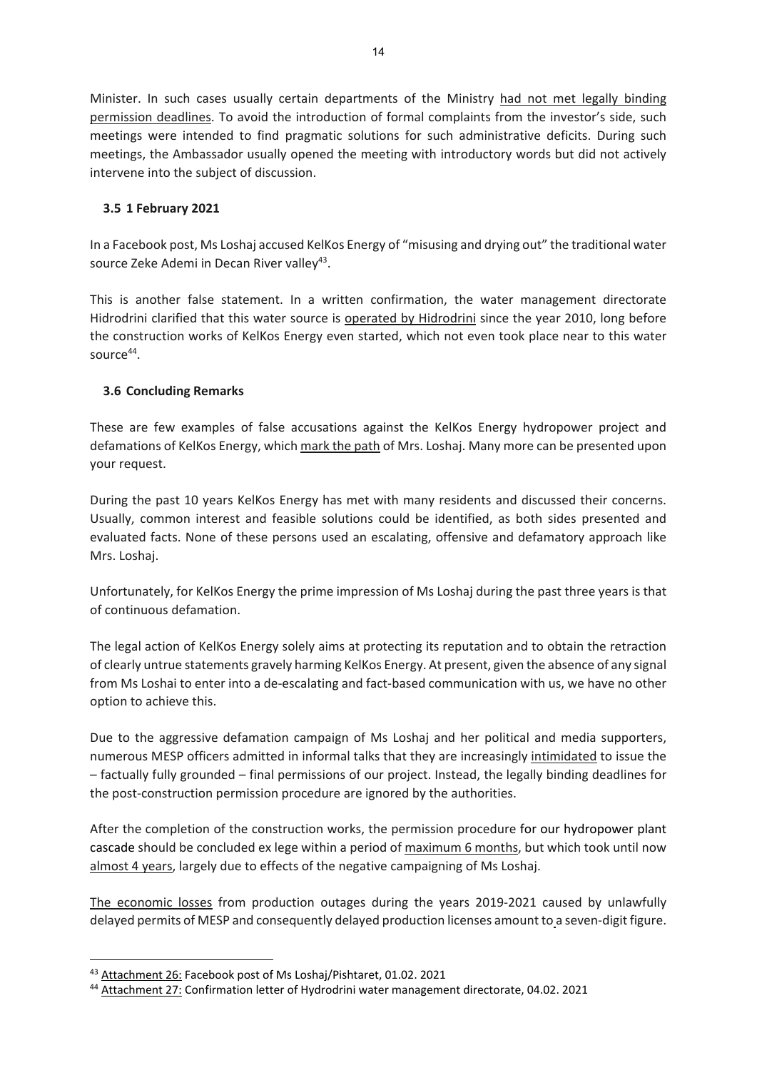Minister. In such cases usually certain departments of the Ministry had not met legally binding permission deadlines. To avoid the introduction of formal complaints from the investor's side, such meetings were intended to find pragmatic solutions for such administrative deficits. During such meetings, the Ambassador usually opened the meeting with introductory words but did not actively intervene into the subject of discussion.

### 3.5 1 February 2021

In a Facebook post, Ms Loshaj accused KelKos Energy of "misusing and drying out" the traditional water source Zeke Ademi in Decan River valley[43].

This is another false statement. In a written confirmation, the water management directorate Hidrodrini clarified that this water source is operated by Hidrodrini since the year 2010, long before the construction works of KelKos Energy even started, which not even took place near to this water source[44].

### 3.6 Concluding Remarks

These are few examples of false accusations against the KelKos Energy hydropower project and defamations of KelKos Energy, which mark the path of Mrs. Loshaj. Many more can be presented upon your request.

During the past 10 years KelKos Energy has met with many residents and discussed their concerns. Usually, common interest and feasible solutions could be identified, as both sides presented and evaluated facts. None of these persons used an escalating, offensive and defamatory approach like Mrs. Loshaj.

Unfortunately, for KelKos Energy the prime impression of Ms Loshaj during the past three years is that of continuous defamation.

The legal action of KelKos Energy solely aims at protecting its reputation and to obtain the retraction of clearly untrue statements gravely harming KelKos Energy. At present, given the absence of any signal from Ms Loshai to enter into a de-escalating and fact-based communication with us, we have no other option to achieve this.

Due to the aggressive defamation campaign of Ms Loshaj and her political and media supporters, numerous MESP officers admitted in informal talks that they are increasingly intimidated to issue the – factually fully grounded – final permissions of our project. Instead, the legally binding deadlines for the post-construction permission procedure are ignored by the authorities.

After the completion of the construction works, the permission procedure for our hydropower plant cascade should be concluded ex lege within a period of maximum 6 months, but which took until now almost 4 years, largely due to effects of the negative campaigning of Ms Loshaj.

The economic losses from production outages during the years 2019-2021 caused by unlawfully delayed permits of MESP and consequently delayed production licenses amount to a seven-digit figure.

---

[43] Attachment 26: Facebook post of Ms Loshaj/Pishtaret, 01.02. 2021

[44] Attachment 27: Confirmation letter of Hydrodrini water management directorate, 04.02. 2021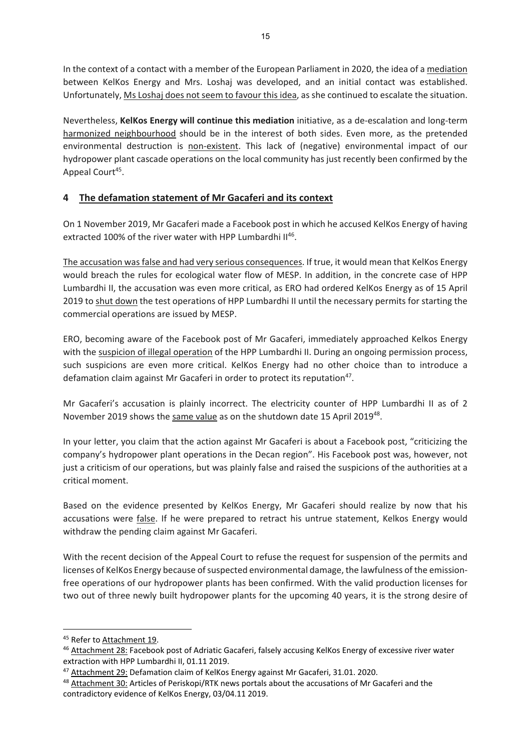In the context of a contact with a member of the European Parliament in 2020, the idea of a mediation between KelKos Energy and Mrs. Loshaj was developed, and an initial contact was established. Unfortunately, Ms Loshaj does not seem to favour this idea, as she continued to escalate the situation.

Nevertheless, **KelKos Energy will continue this mediation** initiative, as a de-escalation and long-term harmonized neighbourhood should be in the interest of both sides. Even more, as the pretended environmental destruction is non-existent. This lack of (negative) environmental impact of our hydropower plant cascade operations on the local community has just recently been confirmed by the Appeal Court[45].

## 4 The defamation statement of Mr Gacaferi and its context

On 1 November 2019, Mr Gacaferi made a Facebook post in which he accused KelKos Energy of having extracted 100% of the river water with HPP Lumbardhi II[46].

The accusation was false and had very serious consequences. If true, it would mean that KelKos Energy would breach the rules for ecological water flow of MESP. In addition, in the concrete case of HPP Lumbardhi II, the accusation was even more critical, as ERO had ordered KelKos Energy as of 15 April 2019 to shut down the test operations of HPP Lumbardhi II until the necessary permits for starting the commercial operations are issued by MESP.

ERO, becoming aware of the Facebook post of Mr Gacaferi, immediately approached Kelkos Energy with the suspicion of illegal operation of the HPP Lumbardhi II. During an ongoing permission process, such suspicions are even more critical. KelKos Energy had no other choice than to introduce a defamation claim against Mr Gacaferi in order to protect its reputation[47].

Mr Gacaferi's accusation is plainly incorrect. The electricity counter of HPP Lumbardhi II as of 2 November 2019 shows the same value as on the shutdown date 15 April 2019[48].

In your letter, you claim that the action against Mr Gacaferi is about a Facebook post, "criticizing the company's hydropower plant operations in the Decan region". His Facebook post was, however, not just a criticism of our operations, but was plainly false and raised the suspicions of the authorities at a critical moment.

Based on the evidence presented by KelKos Energy, Mr Gacaferi should realize by now that his accusations were false. If he were prepared to retract his untrue statement, Kelkos Energy would withdraw the pending claim against Mr Gacaferi.

With the recent decision of the Appeal Court to refuse the request for suspension of the permits and licenses of KelKos Energy because of suspected environmental damage, the lawfulness of the emission-free operations of our hydropower plants has been confirmed. With the valid production licenses for two out of three newly built hydropower plants for the upcoming 40 years, it is the strong desire of

---

[45] Refer to Attachment 19.

[46] Attachment 28: Facebook post of Adriatic Gacaferi, falsely accusing KelKos Energy of excessive river water extraction with HPP Lumbardhi II, 01.11 2019.

[47] Attachment 29: Defamation claim of KelKos Energy against Mr Gacaferi, 31.01. 2020.

[48] Attachment 30: Articles of Periskopi/RTK news portals about the accusations of Mr Gacaferi and the contradictory evidence of KelKos Energy, 03/04.11 2019.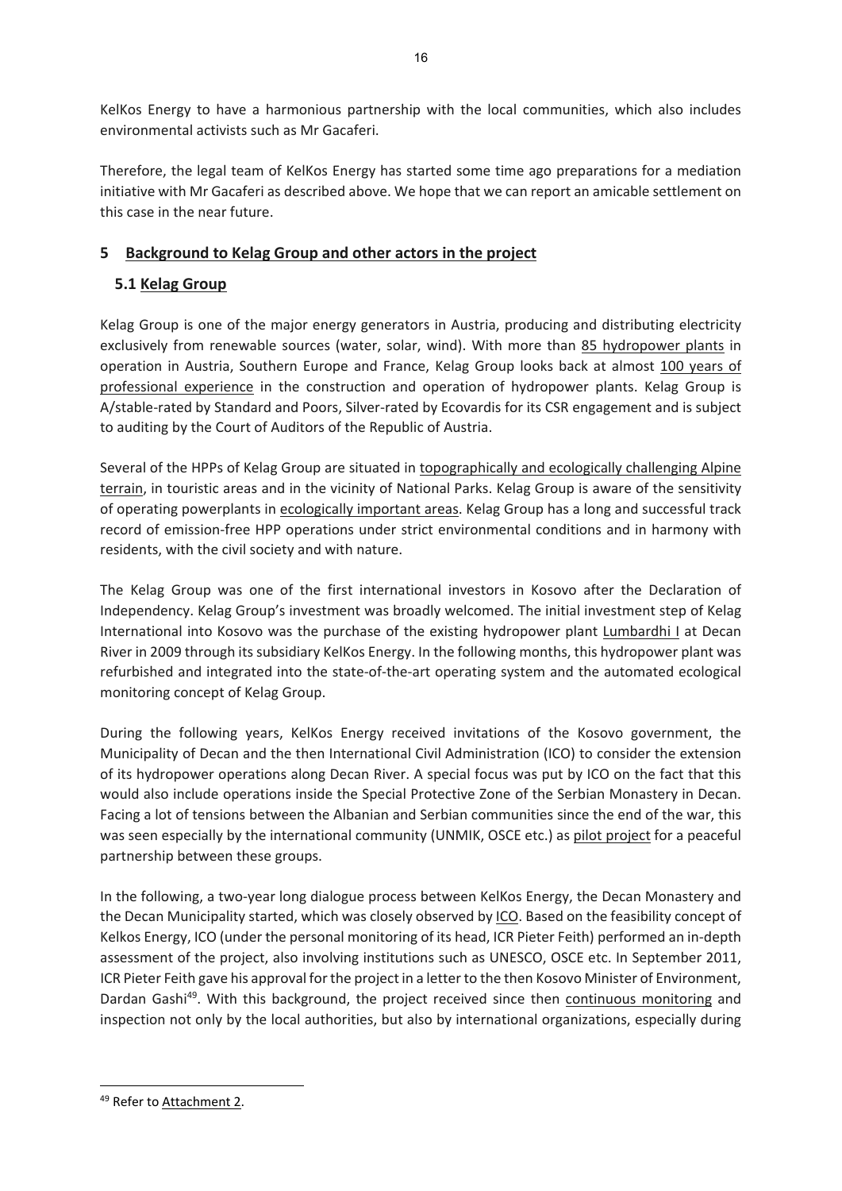KelKos Energy to have a harmonious partnership with the local communities, which also includes environmental activists such as Mr Gacaferi.

Therefore, the legal team of KelKos Energy has started some time ago preparations for a mediation initiative with Mr Gacaferi as described above. We hope that we can report an amicable settlement on this case in the near future.

## 5 Background to Kelag Group and other actors in the project

### 5.1 Kelag Group

Kelag Group is one of the major energy generators in Austria, producing and distributing electricity exclusively from renewable sources (water, solar, wind). With more than 85 hydropower plants in operation in Austria, Southern Europe and France, Kelag Group looks back at almost 100 years of professional experience in the construction and operation of hydropower plants. Kelag Group is A/stable-rated by Standard and Poors, Silver-rated by Ecovardis for its CSR engagement and is subject to auditing by the Court of Auditors of the Republic of Austria.

Several of the HPPs of Kelag Group are situated in topographically and ecologically challenging Alpine terrain, in touristic areas and in the vicinity of National Parks. Kelag Group is aware of the sensitivity of operating powerplants in ecologically important areas. Kelag Group has a long and successful track record of emission-free HPP operations under strict environmental conditions and in harmony with residents, with the civil society and with nature.

The Kelag Group was one of the first international investors in Kosovo after the Declaration of Independency. Kelag Group's investment was broadly welcomed. The initial investment step of Kelag International into Kosovo was the purchase of the existing hydropower plant Lumbardhi I at Decan River in 2009 through its subsidiary KelKos Energy. In the following months, this hydropower plant was refurbished and integrated into the state-of-the-art operating system and the automated ecological monitoring concept of Kelag Group.

During the following years, KelKos Energy received invitations of the Kosovo government, the Municipality of Decan and the then International Civil Administration (ICO) to consider the extension of its hydropower operations along Decan River. A special focus was put by ICO on the fact that this would also include operations inside the Special Protective Zone of the Serbian Monastery in Decan. Facing a lot of tensions between the Albanian and Serbian communities since the end of the war, this was seen especially by the international community (UNMIK, OSCE etc.) as pilot project for a peaceful partnership between these groups.

In the following, a two-year long dialogue process between KelKos Energy, the Decan Monastery and the Decan Municipality started, which was closely observed by ICO. Based on the feasibility concept of Kelkos Energy, ICO (under the personal monitoring of its head, ICR Pieter Feith) performed an in-depth assessment of the project, also involving institutions such as UNESCO, OSCE etc. In September 2011, ICR Pieter Feith gave his approval for the project in a letter to the then Kosovo Minister of Environment, Dardan Gashi[49]. With this background, the project received since then continuous monitoring and inspection not only by the local authorities, but also by international organizations, especially during

[49] Refer to Attachment 2.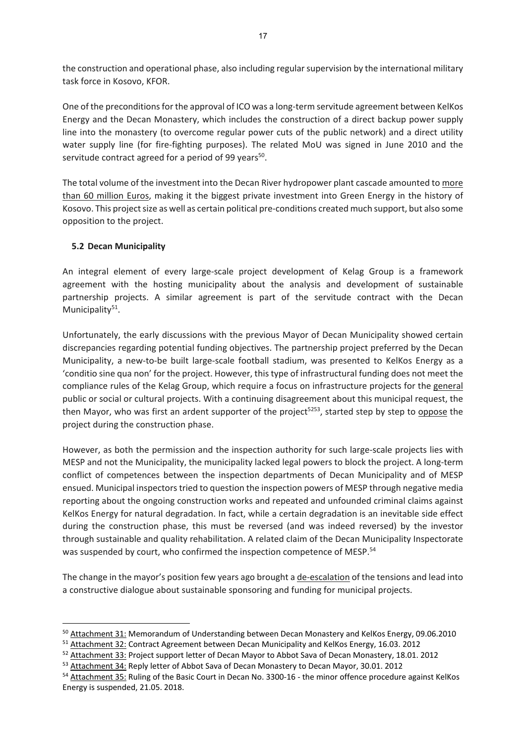the construction and operational phase, also including regular supervision by the international military task force in Kosovo, KFOR.

One of the preconditions for the approval of ICO was a long-term servitude agreement between KelKos Energy and the Decan Monastery, which includes the construction of a direct backup power supply line into the monastery (to overcome regular power cuts of the public network) and a direct utility water supply line (for fire-fighting purposes). The related MoU was signed in June 2010 and the servitude contract agreed for a period of 99 years[50].

The total volume of the investment into the Decan River hydropower plant cascade amounted to more than 60 million Euros, making it the biggest private investment into Green Energy in the history of Kosovo. This project size as well as certain political pre-conditions created much support, but also some opposition to the project.

### 5.2 Decan Municipality

An integral element of every large-scale project development of Kelag Group is a framework agreement with the hosting municipality about the analysis and development of sustainable partnership projects. A similar agreement is part of the servitude contract with the Decan Municipality[51].

Unfortunately, the early discussions with the previous Mayor of Decan Municipality showed certain discrepancies regarding potential funding objectives. The partnership project preferred by the Decan Municipality, a new-to-be built large-scale football stadium, was presented to KelKos Energy as a 'conditio sine qua non' for the project. However, this type of infrastructural funding does not meet the compliance rules of the Kelag Group, which require a focus on infrastructure projects for the general public or social or cultural projects. With a continuing disagreement about this municipal request, the then Mayor, who was first an ardent supporter of the project[52,53], started step by step to oppose the project during the construction phase.

However, as both the permission and the inspection authority for such large-scale projects lies with MESP and not the Municipality, the municipality lacked legal powers to block the project. A long-term conflict of competences between the inspection departments of Decan Municipality and of MESP ensued. Municipal inspectors tried to question the inspection powers of MESP through negative media reporting about the ongoing construction works and repeated and unfounded criminal claims against KelKos Energy for natural degradation. In fact, while a certain degradation is an inevitable side effect during the construction phase, this must be reversed (and was indeed reversed) by the investor through sustainable and quality rehabilitation. A related claim of the Decan Municipality Inspectorate was suspended by court, who confirmed the inspection competence of MESP.[54]

The change in the mayor's position few years ago brought a de-escalation of the tensions and lead into a constructive dialogue about sustainable sponsoring and funding for municipal projects.

---

[50] Attachment 31: Memorandum of Understanding between Decan Monastery and KelKos Energy, 09.06.2010

[51] Attachment 32: Contract Agreement between Decan Municipality and KelKos Energy, 16.03. 2012

[52] Attachment 33: Project support letter of Decan Mayor to Abbot Sava of Decan Monastery, 18.01. 2012

[53] Attachment 34: Reply letter of Abbot Sava of Decan Monastery to Decan Mayor, 30.01. 2012

[54] Attachment 35: Ruling of the Basic Court in Decan No. 3300-16 - the minor offence procedure against KelKos Energy is suspended, 21.05. 2018.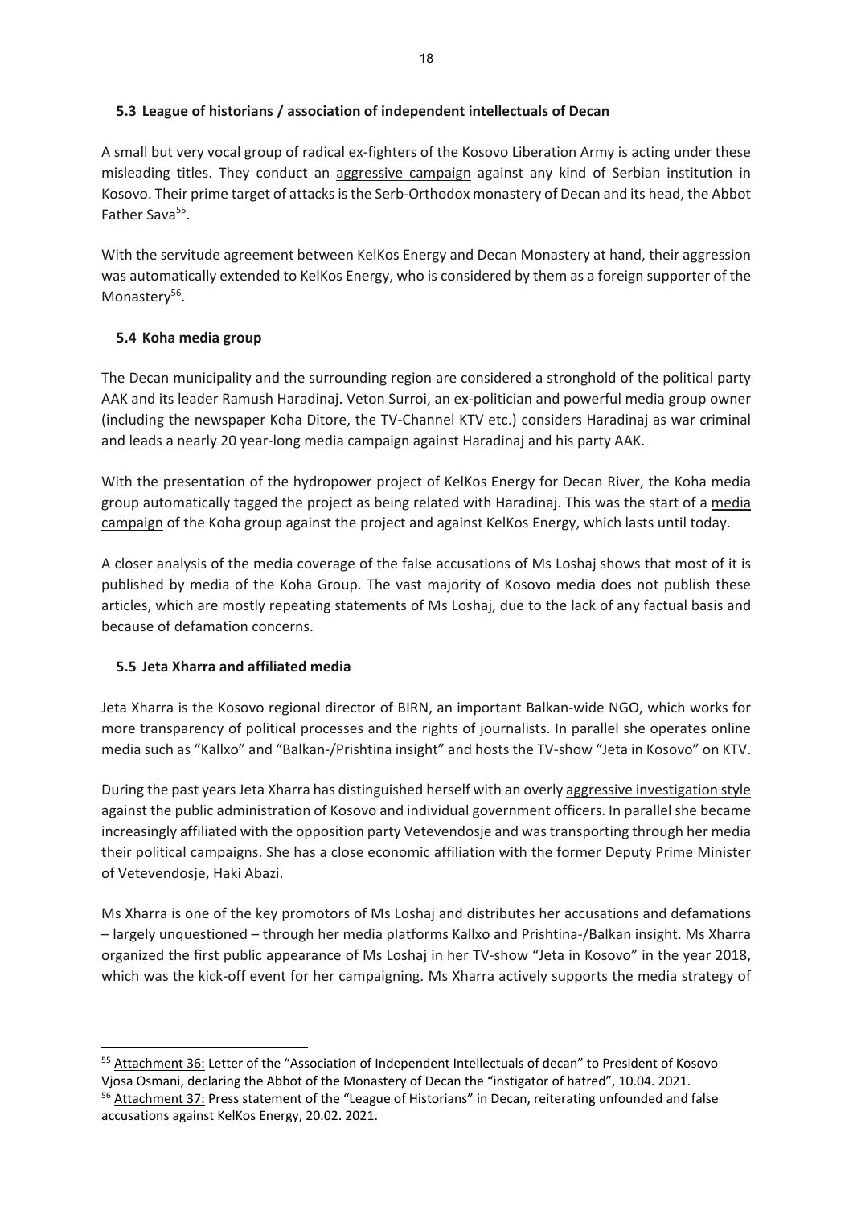### 5.3 League of historians / association of independent intellectuals of Decan

A small but very vocal group of radical ex-fighters of the Kosovo Liberation Army is acting under these misleading titles. They conduct an aggressive campaign against any kind of Serbian institution in Kosovo. Their prime target of attacks is the Serb-Orthodox monastery of Decan and its head, the Abbot Father Sava[55].

With the servitude agreement between KelKos Energy and Decan Monastery at hand, their aggression was automatically extended to KelKos Energy, who is considered by them as a foreign supporter of the Monastery[56].

### 5.4 Koha media group

The Decan municipality and the surrounding region are considered a stronghold of the political party AAK and its leader Ramush Haradinaj. Veton Surroi, an ex-politician and powerful media group owner (including the newspaper Koha Ditore, the TV-Channel KTV etc.) considers Haradinaj as war criminal and leads a nearly 20 year-long media campaign against Haradinaj and his party AAK.

With the presentation of the hydropower project of KelKos Energy for Decan River, the Koha media group automatically tagged the project as being related with Haradinaj. This was the start of a media campaign of the Koha group against the project and against KelKos Energy, which lasts until today.

A closer analysis of the media coverage of the false accusations of Ms Loshaj shows that most of it is published by media of the Koha Group. The vast majority of Kosovo media does not publish these articles, which are mostly repeating statements of Ms Loshaj, due to the lack of any factual basis and because of defamation concerns.

### 5.5 Jeta Xharra and affiliated media

Jeta Xharra is the Kosovo regional director of BIRN, an important Balkan-wide NGO, which works for more transparency of political processes and the rights of journalists. In parallel she operates online media such as "Kallxo" and "Balkan-/Prishtina insight" and hosts the TV-show "Jeta in Kosovo" on KTV.

During the past years Jeta Xharra has distinguished herself with an overly aggressive investigation style against the public administration of Kosovo and individual government officers. In parallel she became increasingly affiliated with the opposition party Vetevendosje and was transporting through her media their political campaigns. She has a close economic affiliation with the former Deputy Prime Minister of Vetevendosje, Haki Abazi.

Ms Xharra is one of the key promotors of Ms Loshaj and distributes her accusations and defamations – largely unquestioned – through her media platforms Kallxo and Prishtina-/Balkan insight. Ms Xharra organized the first public appearance of Ms Loshaj in her TV-show "Jeta in Kosovo" in the year 2018, which was the kick-off event for her campaigning. Ms Xharra actively supports the media strategy of

---

[55] Attachment 36: Letter of the "Association of Independent Intellectuals of decan" to President of Kosovo Vjosa Osmani, declaring the Abbot of the Monastery of Decan the "instigator of hatred", 10.04. 2021.

[56] Attachment 37: Press statement of the "League of Historians" in Decan, reiterating unfounded and false accusations against KelKos Energy, 20.02. 2021.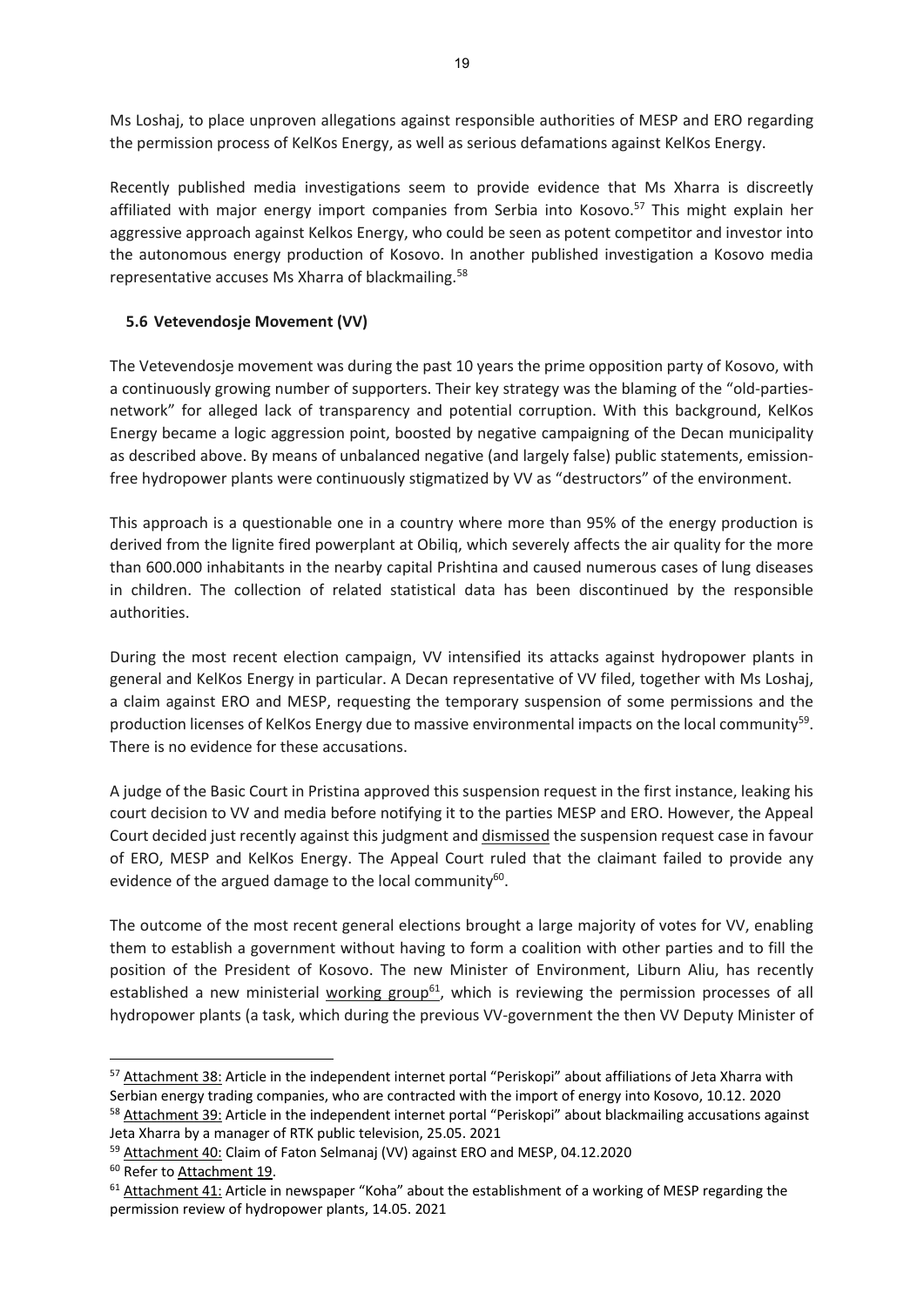Ms Loshaj, to place unproven allegations against responsible authorities of MESP and ERO regarding the permission process of KelKos Energy, as well as serious defamations against KelKos Energy.

Recently published media investigations seem to provide evidence that Ms Xharra is discreetly affiliated with major energy import companies from Serbia into Kosovo.[57] This might explain her aggressive approach against Kelkos Energy, who could be seen as potent competitor and investor into the autonomous energy production of Kosovo. In another published investigation a Kosovo media representative accuses Ms Xharra of blackmailing.[58]

### 5.6 Vetevendosje Movement (VV)

The Vetevendosje movement was during the past 10 years the prime opposition party of Kosovo, with a continuously growing number of supporters. Their key strategy was the blaming of the "old-parties-network" for alleged lack of transparency and potential corruption. With this background, KelKos Energy became a logic aggression point, boosted by negative campaigning of the Decan municipality as described above. By means of unbalanced negative (and largely false) public statements, emission-free hydropower plants were continuously stigmatized by VV as "destructors" of the environment.

This approach is a questionable one in a country where more than 95% of the energy production is derived from the lignite fired powerplant at Obiliq, which severely affects the air quality for the more than 600.000 inhabitants in the nearby capital Prishtina and caused numerous cases of lung diseases in children. The collection of related statistical data has been discontinued by the responsible authorities.

During the most recent election campaign, VV intensified its attacks against hydropower plants in general and KelKos Energy in particular. A Decan representative of VV filed, together with Ms Loshaj, a claim against ERO and MESP, requesting the temporary suspension of some permissions and the production licenses of KelKos Energy due to massive environmental impacts on the local community[59]. There is no evidence for these accusations.

A judge of the Basic Court in Pristina approved this suspension request in the first instance, leaking his court decision to VV and media before notifying it to the parties MESP and ERO. However, the Appeal Court decided just recently against this judgment and dismissed the suspension request case in favour of ERO, MESP and KelKos Energy. The Appeal Court ruled that the claimant failed to provide any evidence of the argued damage to the local community[60].

The outcome of the most recent general elections brought a large majority of votes for VV, enabling them to establish a government without having to form a coalition with other parties and to fill the position of the President of Kosovo. The new Minister of Environment, Liburn Aliu, has recently established a new ministerial working group[61], which is reviewing the permission processes of all hydropower plants (a task, which during the previous VV-government the then VV Deputy Minister of

---

[57] Attachment 38: Article in the independent internet portal "Periskopi" about affiliations of Jeta Xharra with Serbian energy trading companies, who are contracted with the import of energy into Kosovo, 10.12. 2020

[58] Attachment 39: Article in the independent internet portal "Periskopi" about blackmailing accusations against Jeta Xharra by a manager of RTK public television, 25.05. 2021

[59] Attachment 40: Claim of Faton Selmanaj (VV) against ERO and MESP, 04.12.2020

[60] Refer to Attachment 19.

[61] Attachment 41: Article in newspaper "Koha" about the establishment of a working of MESP regarding the permission review of hydropower plants, 14.05. 2021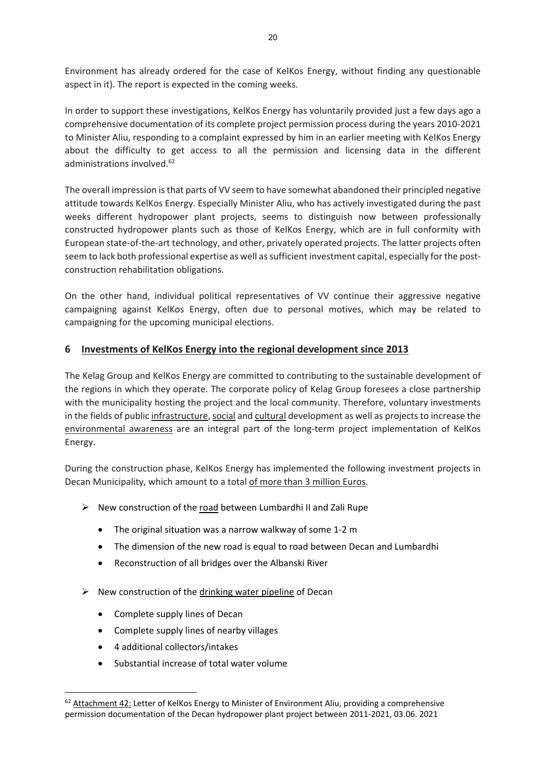Environment has already ordered for the case of KelKos Energy, without finding any questionable aspect in it). The report is expected in the coming weeks.

In order to support these investigations, KelKos Energy has voluntarily provided just a few days ago a comprehensive documentation of its complete project permission process during the years 2010-2021 to Minister Aliu, responding to a complaint expressed by him in an earlier meeting with KelKos Energy about the difficulty to get access to all the permission and licensing data in the different administrations involved.[62]

The overall impression is that parts of VV seem to have somewhat abandoned their principled negative attitude towards KelKos Energy. Especially Minister Aliu, who has actively investigated during the past weeks different hydropower plant projects, seems to distinguish now between professionally constructed hydropower plants such as those of KelKos Energy, which are in full conformity with European state-of-the-art technology, and other, privately operated projects. The latter projects often seem to lack both professional expertise as well as sufficient investment capital, especially for the post-construction rehabilitation obligations.

On the other hand, individual political representatives of VV continue their aggressive negative campaigning against KelKos Energy, often due to personal motives, which may be related to campaigning for the upcoming municipal elections.

## 6 Investments of KelKos Energy into the regional development since 2013

The Kelag Group and KelKos Energy are committed to contributing to the sustainable development of the regions in which they operate. The corporate policy of Kelag Group foresees a close partnership with the municipality hosting the project and the local community. Therefore, voluntary investments in the fields of public infrastructure, social and cultural development as well as projects to increase the environmental awareness are an integral part of the long-term project implementation of KelKos Energy.

During the construction phase, KelKos Energy has implemented the following investment projects in Decan Municipality, which amount to a total of more than 3 million Euros.

- New construction of the road between Lumbardhi II and Zali Rupe
  - The original situation was a narrow walkway of some 1-2 m
  - The dimension of the new road is equal to road between Decan and Lumbardhi
  - Reconstruction of all bridges over the Albanski River
- New construction of the drinking water pipeline of Decan
  - Complete supply lines of Decan
  - Complete supply lines of nearby villages
  - 4 additional collectors/intakes
  - Substantial increase of total water volume

[62] Attachment 42: Letter of KelKos Energy to Minister of Environment Aliu, providing a comprehensive permission documentation of the Decan hydropower plant project between 2011-2021, 03.06. 2021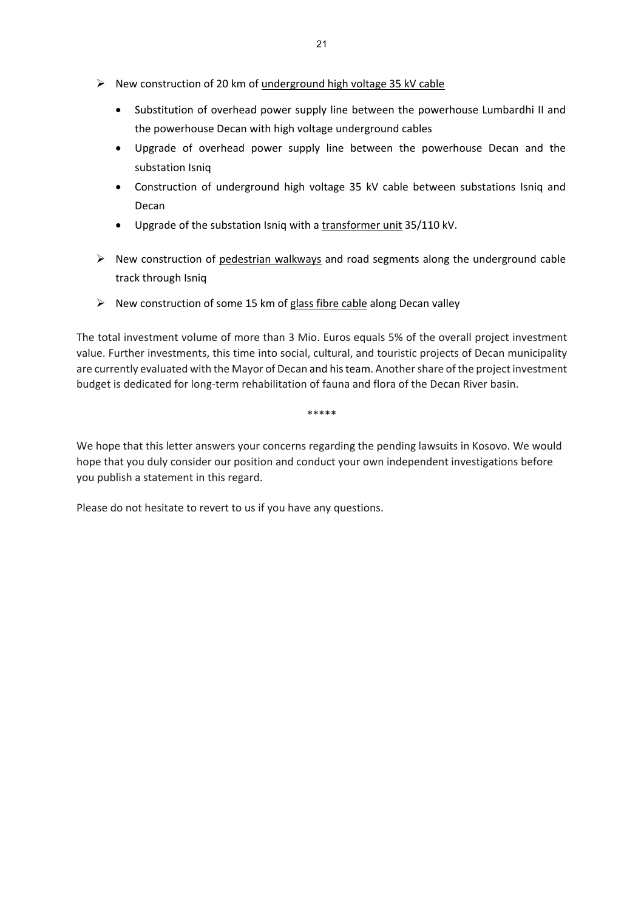- New construction of 20 km of <u>underground high voltage 35 kV cable</u>
  - Substitution of overhead power supply line between the powerhouse Lumbardhi II and the powerhouse Decan with high voltage underground cables
  - Upgrade of overhead power supply line between the powerhouse Decan and the substation Isniq
  - Construction of underground high voltage 35 kV cable between substations Isniq and Decan
  - Upgrade of the substation Isniq with a <u>transformer unit</u> 35/110 kV.
- New construction of <u>pedestrian walkways</u> and road segments along the underground cable track through Isniq
- New construction of some 15 km of <u>glass fibre cable</u> along Decan valley

The total investment volume of more than 3 Mio. Euros equals 5% of the overall project investment value. Further investments, this time into social, cultural, and touristic projects of Decan municipality are currently evaluated with the Mayor of Decan and his team. Another share of the project investment budget is dedicated for long-term rehabilitation of fauna and flora of the Decan River basin.

*****

We hope that this letter answers your concerns regarding the pending lawsuits in Kosovo. We would hope that you duly consider our position and conduct your own independent investigations before you publish a statement in this regard.

Please do not hesitate to revert to us if you have any questions.